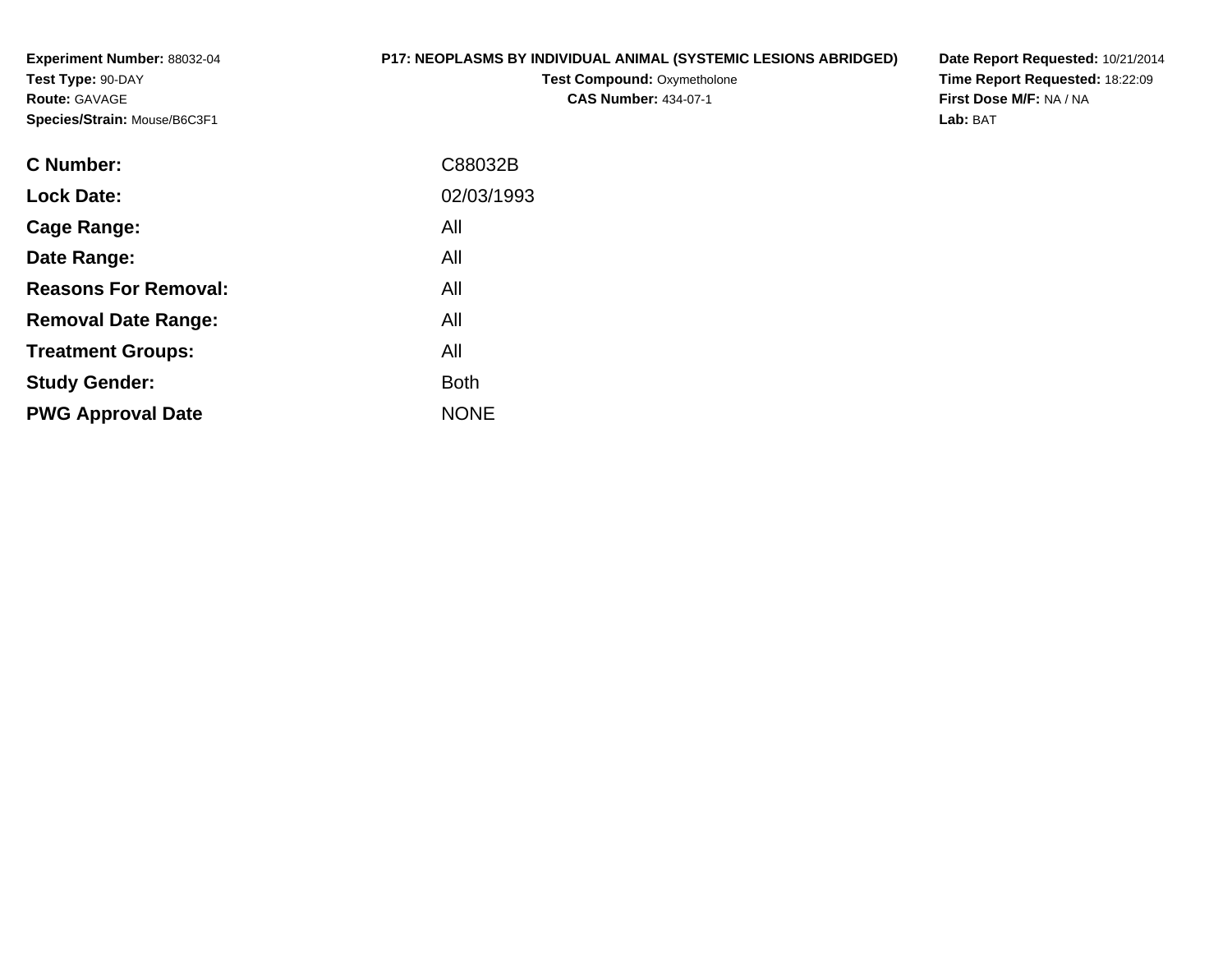**Experiment Number:** 88032-04
**Test Type:** 90-DAY
**Route:** GAVAGE
**Species/Strain:** Mouse/B6C3F1

**P17: NEOPLASMS BY INDIVIDUAL ANIMAL (SYSTEMIC LESIONS ABRIDGED)**
**Test Compound:** Oxymetholone
**CAS Number:** 434-07-1

**Date Report Requested:** 10/21/2014
**Time Report Requested:** 18:22:09
**First Dose M/F:** NA / NA
**Lab:** BAT

| | |
|---|---|
| **C Number:** | C88032B |
| **Lock Date:** | 02/03/1993 |
| **Cage Range:** | All |
| **Date Range:** | All |
| **Reasons For Removal:** | All |
| **Removal Date Range:** | All |
| **Treatment Groups:** | All |
| **Study Gender:** | Both |
| **PWG Approval Date** | NONE |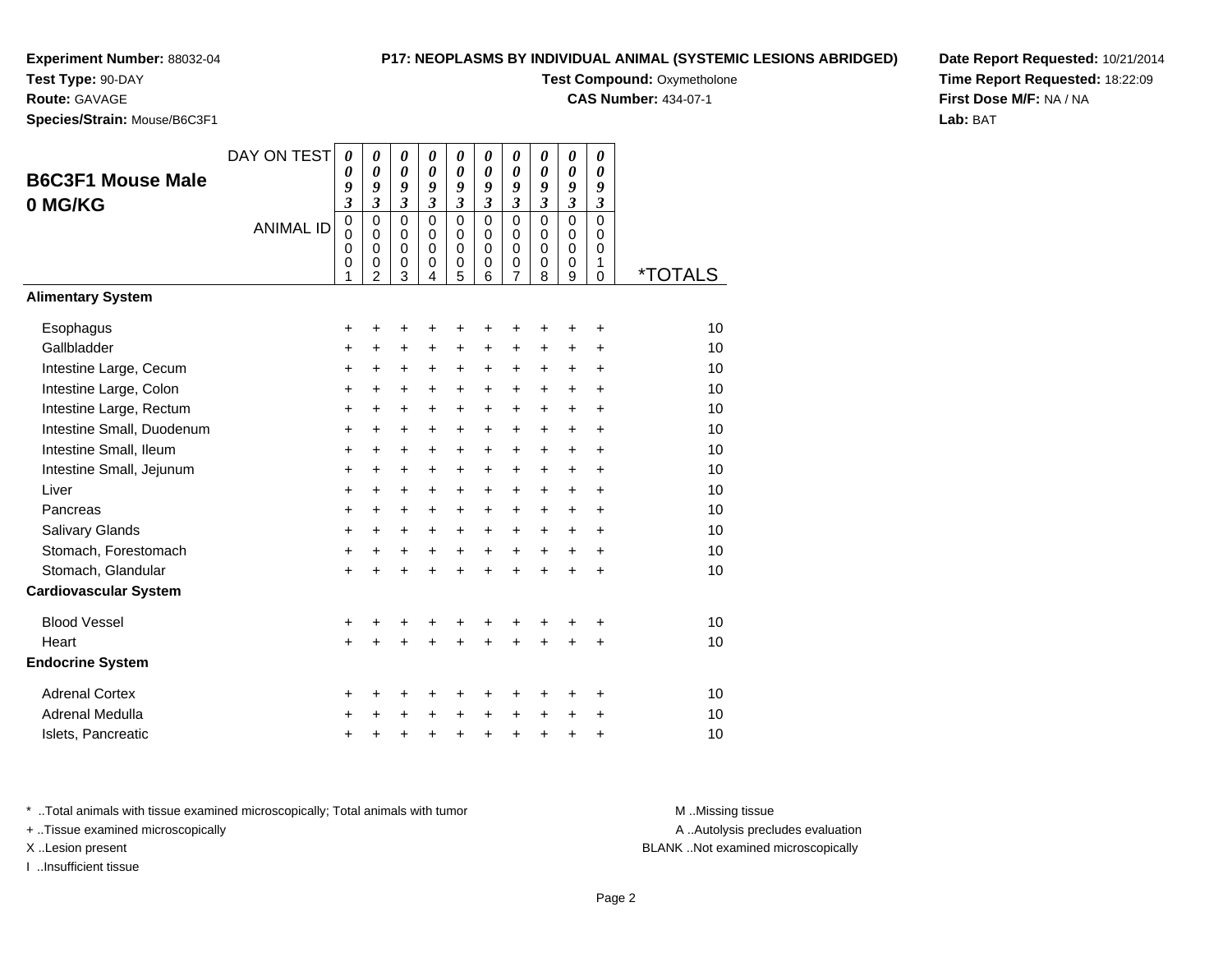**Experiment Number:** 88032-04
**Test Type:** 90-DAY
**Route:** GAVAGE
**Species/Strain:** Mouse/B6C3F1

**P17: NEOPLASMS BY INDIVIDUAL ANIMAL (SYSTEMIC LESIONS ABRIDGED)**
**Test Compound:** Oxymetholone
**CAS Number:** 434-07-1

**Date Report Requested:** 10/21/2014
**Time Report Requested:** 18:22:09
**First Dose M/F:** NA / NA
**Lab:** BAT

## B6C3F1 Mouse Male 0 MG/KG

| DAY ON TEST | 0093 | 0093 | 0093 | 0093 | 0093 | 0093 | 0093 | 0093 | 0093 | 0093 | |
|---|---|---|---|---|---|---|---|---|---|---|---|
| ANIMAL ID | 00001 | 00002 | 00003 | 00004 | 00005 | 00006 | 00007 | 00008 | 00009 | 00010 | *TOTALS |
| **Alimentary System** | | | | | | | | | | | |
| Esophagus | + | + | + | + | + | + | + | + | + | + | 10 |
| Gallbladder | + | + | + | + | + | + | + | + | + | + | 10 |
| Intestine Large, Cecum | + | + | + | + | + | + | + | + | + | + | 10 |
| Intestine Large, Colon | + | + | + | + | + | + | + | + | + | + | 10 |
| Intestine Large, Rectum | + | + | + | + | + | + | + | + | + | + | 10 |
| Intestine Small, Duodenum | + | + | + | + | + | + | + | + | + | + | 10 |
| Intestine Small, Ileum | + | + | + | + | + | + | + | + | + | + | 10 |
| Intestine Small, Jejunum | + | + | + | + | + | + | + | + | + | + | 10 |
| Liver | + | + | + | + | + | + | + | + | + | + | 10 |
| Pancreas | + | + | + | + | + | + | + | + | + | + | 10 |
| Salivary Glands | + | + | + | + | + | + | + | + | + | + | 10 |
| Stomach, Forestomach | + | + | + | + | + | + | + | + | + | + | 10 |
| Stomach, Glandular | + | + | + | + | + | + | + | + | + | + | 10 |
| **Cardiovascular System** | | | | | | | | | | | |
| Blood Vessel | + | + | + | + | + | + | + | + | + | + | 10 |
| Heart | + | + | + | + | + | + | + | + | + | + | 10 |
| **Endocrine System** | | | | | | | | | | | |
| Adrenal Cortex | + | + | + | + | + | + | + | + | + | + | 10 |
| Adrenal Medulla | + | + | + | + | + | + | + | + | + | + | 10 |
| Islets, Pancreatic | + | + | + | + | + | + | + | + | + | + | 10 |

* ..Total animals with tissue examined microscopically; Total animals with tumor
+ ..Tissue examined microscopically
X ..Lesion present
I ..Insufficient tissue

M ..Missing tissue
A ..Autolysis precludes evaluation
BLANK ..Not examined microscopically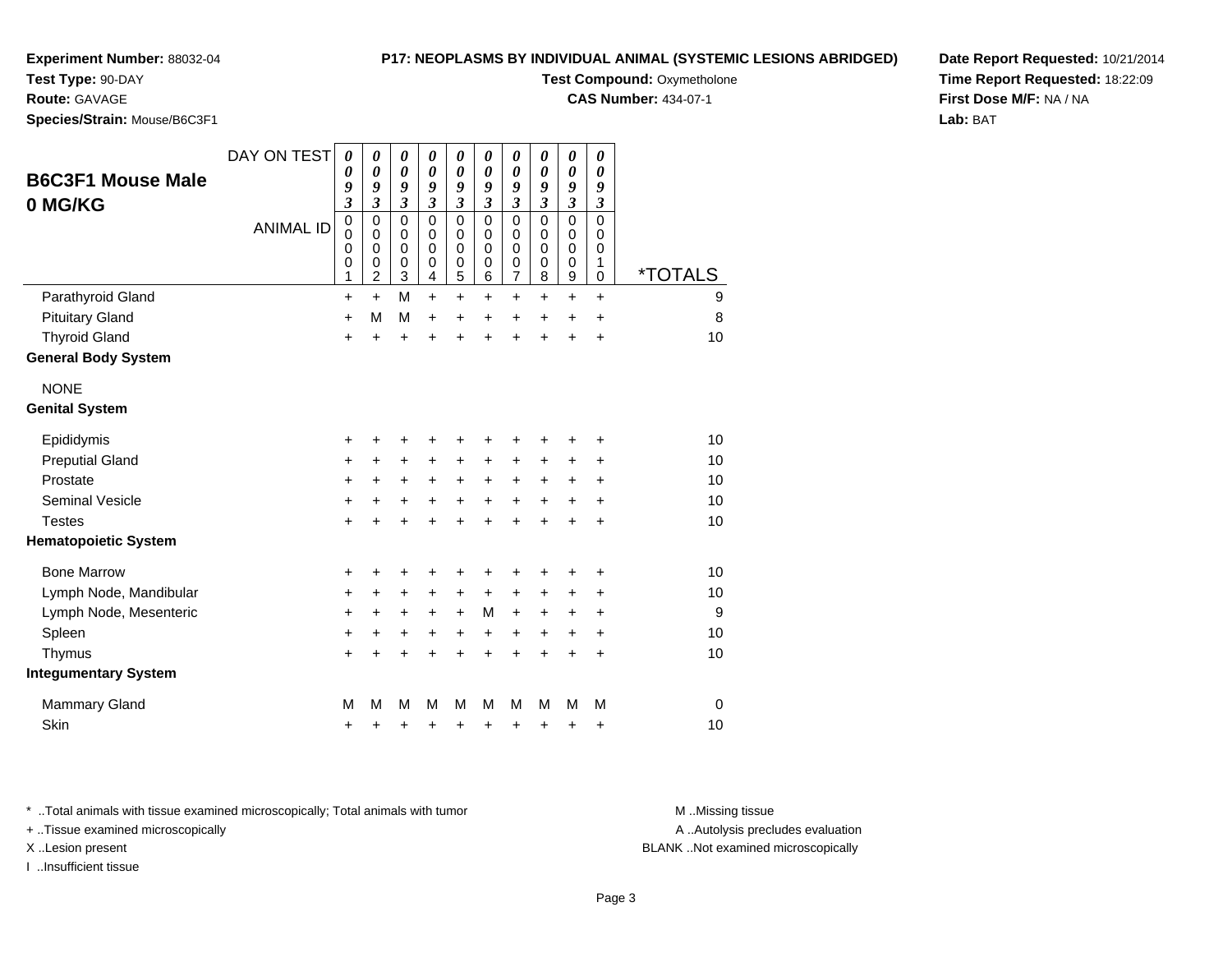**Experiment Number:** 88032-04
**Test Type:** 90-DAY
**Route:** GAVAGE
**Species/Strain:** Mouse/B6C3F1

**P17: NEOPLASMS BY INDIVIDUAL ANIMAL (SYSTEMIC LESIONS ABRIDGED)**
**Test Compound:** Oxymetholone
**CAS Number:** 434-07-1

**Date Report Requested:** 10/21/2014
**Time Report Requested:** 18:22:09
**First Dose M/F:** NA / NA
**Lab:** BAT

## B6C3F1 Mouse Male 0 MG/KG

| DAY ON TEST | 0093 | 0093 | 0093 | 0093 | 0093 | 0093 | 0093 | 0093 | 0093 | 0093 | |
|---|---|---|---|---|---|---|---|---|---|---|---|
| ANIMAL ID | 00001 | 00002 | 00003 | 00004 | 00005 | 00006 | 00007 | 00008 | 00009 | 00010 | *TOTALS |
| Parathyroid Gland | + | + | M | + | + | + | + | + | + | + | 9 |
| Pituitary Gland | + | M | M | + | + | + | + | + | + | + | 8 |
| Thyroid Gland | + | + | + | + | + | + | + | + | + | + | 10 |
| **General Body System** | | | | | | | | | | | |
| NONE | | | | | | | | | | | |
| **Genital System** | | | | | | | | | | | |
| Epididymis | + | + | + | + | + | + | + | + | + | + | 10 |
| Preputial Gland | + | + | + | + | + | + | + | + | + | + | 10 |
| Prostate | + | + | + | + | + | + | + | + | + | + | 10 |
| Seminal Vesicle | + | + | + | + | + | + | + | + | + | + | 10 |
| Testes | + | + | + | + | + | + | + | + | + | + | 10 |
| **Hematopoietic System** | | | | | | | | | | | |
| Bone Marrow | + | + | + | + | + | + | + | + | + | + | 10 |
| Lymph Node, Mandibular | + | + | + | + | + | + | + | + | + | + | 10 |
| Lymph Node, Mesenteric | + | + | + | + | + | M | + | + | + | + | 9 |
| Spleen | + | + | + | + | + | + | + | + | + | + | 10 |
| Thymus | + | + | + | + | + | + | + | + | + | + | 10 |
| **Integumentary System** | | | | | | | | | | | |
| Mammary Gland | M | M | M | M | M | M | M | M | M | M | 0 |
| Skin | + | + | + | + | + | + | + | + | + | + | 10 |

* ..Total animals with tissue examined microscopically; Total animals with tumor
+ ..Tissue examined microscopically
X ..Lesion present
I ..Insufficient tissue

M ..Missing tissue
A ..Autolysis precludes evaluation
BLANK ..Not examined microscopically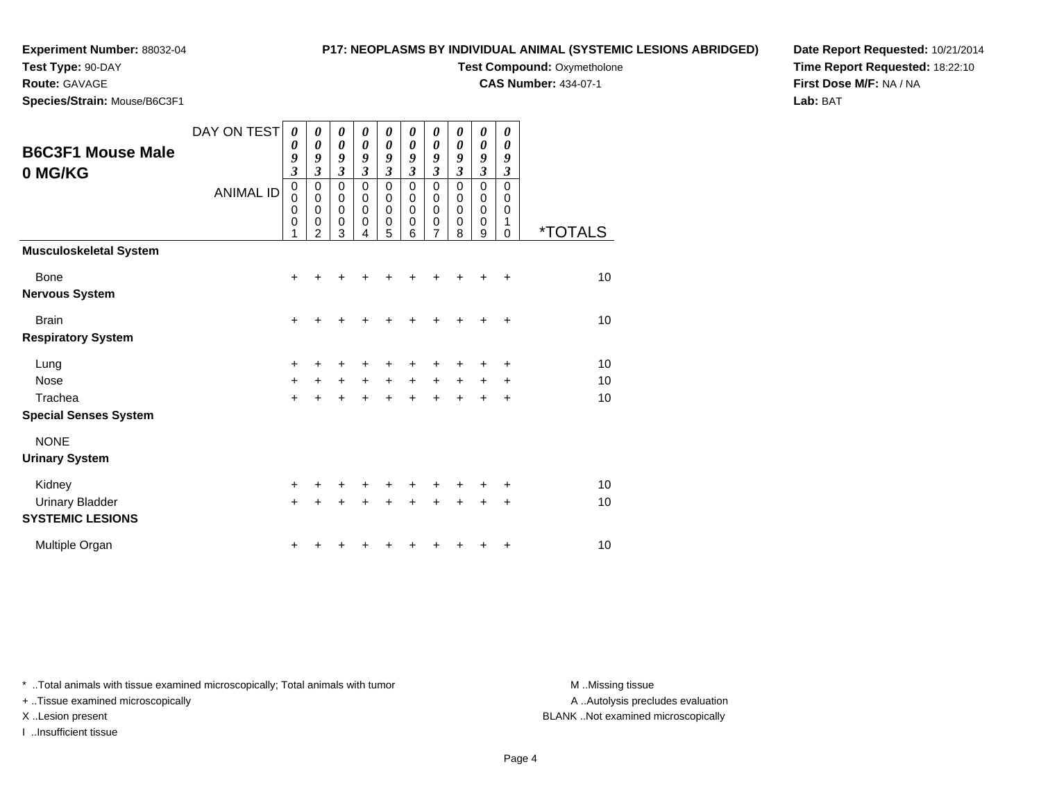**Experiment Number:** 88032-04
**Test Type:** 90-DAY
**Route:** GAVAGE
**Species/Strain:** Mouse/B6C3F1

**P17: NEOPLASMS BY INDIVIDUAL ANIMAL (SYSTEMIC LESIONS ABRIDGED)**
**Test Compound:** Oxymetholone
**CAS Number:** 434-07-1

**Date Report Requested:** 10/21/2014
**Time Report Requested:** 18:22:10
**First Dose M/F:** NA / NA
**Lab:** BAT

## B6C3F1 Mouse Male 0 MG/KG

| DAY ON TEST | 0093 | 0093 | 0093 | 0093 | 0093 | 0093 | 0093 | 0093 | 0093 | 0093 | |
|---|---|---|---|---|---|---|---|---|---|---|---|
| ANIMAL ID | 00001 | 00002 | 00003 | 00004 | 00005 | 00006 | 00007 | 00008 | 00009 | 00010 | *TOTALS |
| **Musculoskeletal System** | | | | | | | | | | | |
| Bone | + | + | + | + | + | + | + | + | + | + | 10 |
| **Nervous System** | | | | | | | | | | | |
| Brain | + | + | + | + | + | + | + | + | + | + | 10 |
| **Respiratory System** | | | | | | | | | | | |
| Lung | + | + | + | + | + | + | + | + | + | + | 10 |
| Nose | + | + | + | + | + | + | + | + | + | + | 10 |
| Trachea | + | + | + | + | + | + | + | + | + | + | 10 |
| **Special Senses System** | | | | | | | | | | | |
| NONE | | | | | | | | | | | |
| **Urinary System** | | | | | | | | | | | |
| Kidney | + | + | + | + | + | + | + | + | + | + | 10 |
| Urinary Bladder | + | + | + | + | + | + | + | + | + | + | 10 |
| **SYSTEMIC LESIONS** | | | | | | | | | | | |
| Multiple Organ | + | + | + | + | + | + | + | + | + | + | 10 |

* ..Total animals with tissue examined microscopically; Total animals with tumor
+ ..Tissue examined microscopically
X ..Lesion present
I ..Insufficient tissue

M ..Missing tissue
A ..Autolysis precludes evaluation
BLANK ..Not examined microscopically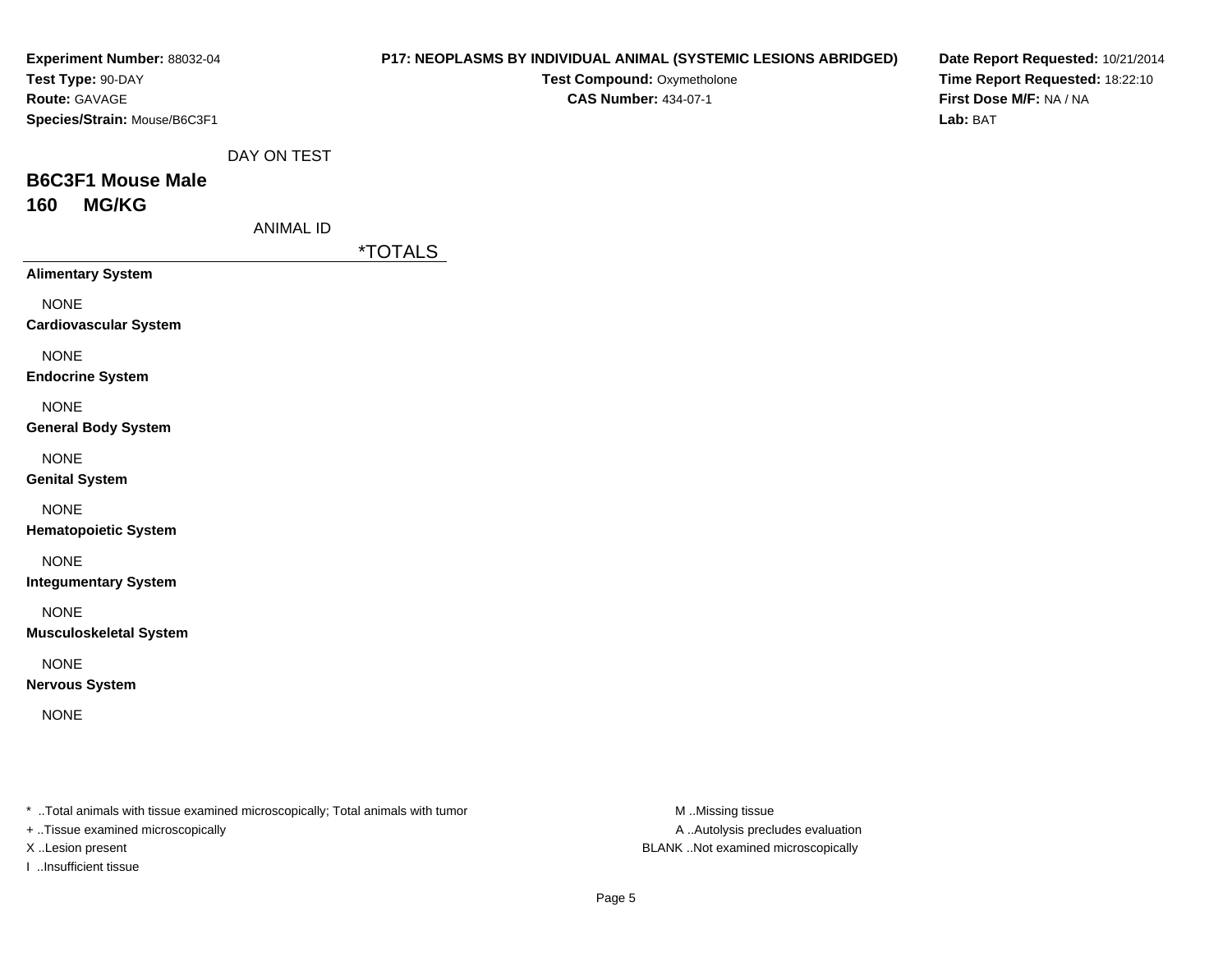**Experiment Number:** 88032-04
**Test Type:** 90-DAY
**Route:** GAVAGE
**Species/Strain:** Mouse/B6C3F1

**P17: NEOPLASMS BY INDIVIDUAL ANIMAL (SYSTEMIC LESIONS ABRIDGED)**
**Test Compound:** Oxymetholone
**CAS Number:** 434-07-1

**Date Report Requested:** 10/21/2014
**Time Report Requested:** 18:22:10
**First Dose M/F:** NA / NA
**Lab:** BAT

DAY ON TEST

## B6C3F1 Mouse Male
## 160 MG/KG

ANIMAL ID

| | *TOTALS |
|---|---|
| **Alimentary System** | |
| NONE | |
| **Cardiovascular System** | |
| NONE | |
| **Endocrine System** | |
| NONE | |
| **General Body System** | |
| NONE | |
| **Genital System** | |
| NONE | |
| **Hematopoietic System** | |
| NONE | |
| **Integumentary System** | |
| NONE | |
| **Musculoskeletal System** | |
| NONE | |
| **Nervous System** | |
| NONE | |

* ..Total animals with tissue examined microscopically; Total animals with tumor
+ ..Tissue examined microscopically
X ..Lesion present
I ..Insufficient tissue

M ..Missing tissue
A ..Autolysis precludes evaluation
BLANK ..Not examined microscopically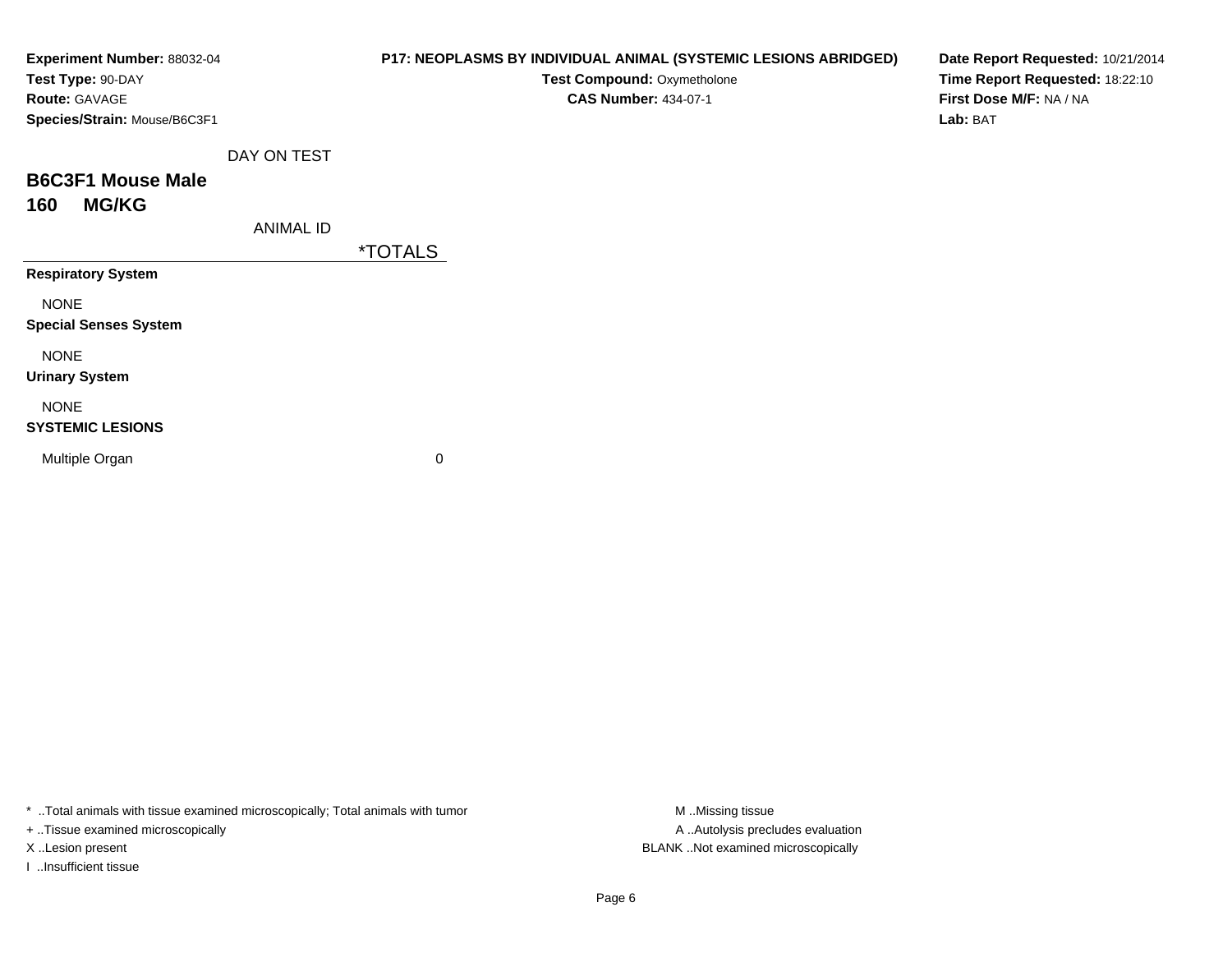**Experiment Number:** 88032-04
**Test Type:** 90-DAY
**Route:** GAVAGE
**Species/Strain:** Mouse/B6C3F1

**P17: NEOPLASMS BY INDIVIDUAL ANIMAL (SYSTEMIC LESIONS ABRIDGED)**
**Test Compound:** Oxymetholone
**CAS Number:** 434-07-1

**Date Report Requested:** 10/21/2014
**Time Report Requested:** 18:22:10
**First Dose M/F:** NA / NA
**Lab:** BAT

DAY ON TEST

## B6C3F1 Mouse Male
## 160 MG/KG

| ANIMAL ID | *TOTALS |
|---|---|
| **Respiratory System** | |
| NONE | |
| **Special Senses System** | |
| NONE | |
| **Urinary System** | |
| NONE | |
| **SYSTEMIC LESIONS** | |
| Multiple Organ | 0 |

* ..Total animals with tissue examined microscopically; Total animals with tumor
+ ..Tissue examined microscopically
X ..Lesion present
I ..Insufficient tissue

M ..Missing tissue
A ..Autolysis precludes evaluation
BLANK ..Not examined microscopically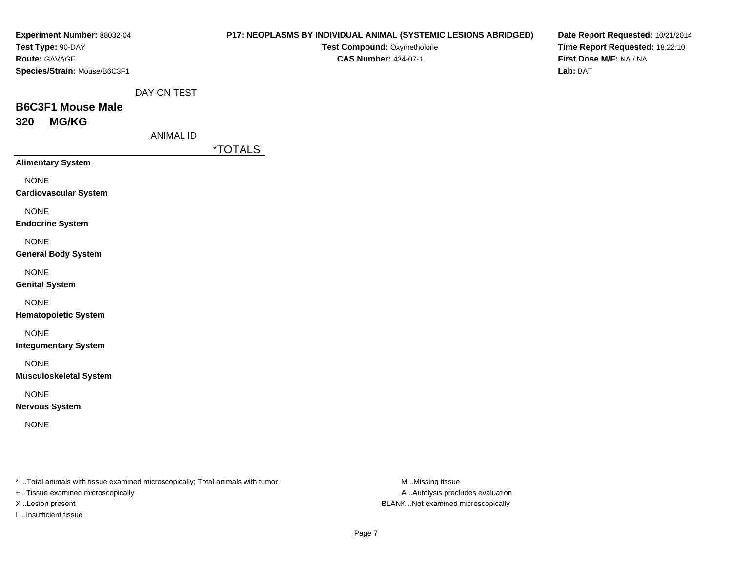**Experiment Number:** 88032-04
**Test Type:** 90-DAY
**Route:** GAVAGE
**Species/Strain:** Mouse/B6C3F1

**P17: NEOPLASMS BY INDIVIDUAL ANIMAL (SYSTEMIC LESIONS ABRIDGED)**
**Test Compound:** Oxymetholone
**CAS Number:** 434-07-1

**Date Report Requested:** 10/21/2014
**Time Report Requested:** 18:22:10
**First Dose M/F:** NA / NA
**Lab:** BAT

DAY ON TEST

## B6C3F1 Mouse Male
## 320 MG/KG

ANIMAL ID

| | *TOTALS |
|---|---|
| **Alimentary System** | |
| NONE | |
| **Cardiovascular System** | |
| NONE | |
| **Endocrine System** | |
| NONE | |
| **General Body System** | |
| NONE | |
| **Genital System** | |
| NONE | |
| **Hematopoietic System** | |
| NONE | |
| **Integumentary System** | |
| NONE | |
| **Musculoskeletal System** | |
| NONE | |
| **Nervous System** | |
| NONE | |

* ..Total animals with tissue examined microscopically; Total animals with tumor
+ ..Tissue examined microscopically
X ..Lesion present
I ..Insufficient tissue

M ..Missing tissue
A ..Autolysis precludes evaluation
BLANK ..Not examined microscopically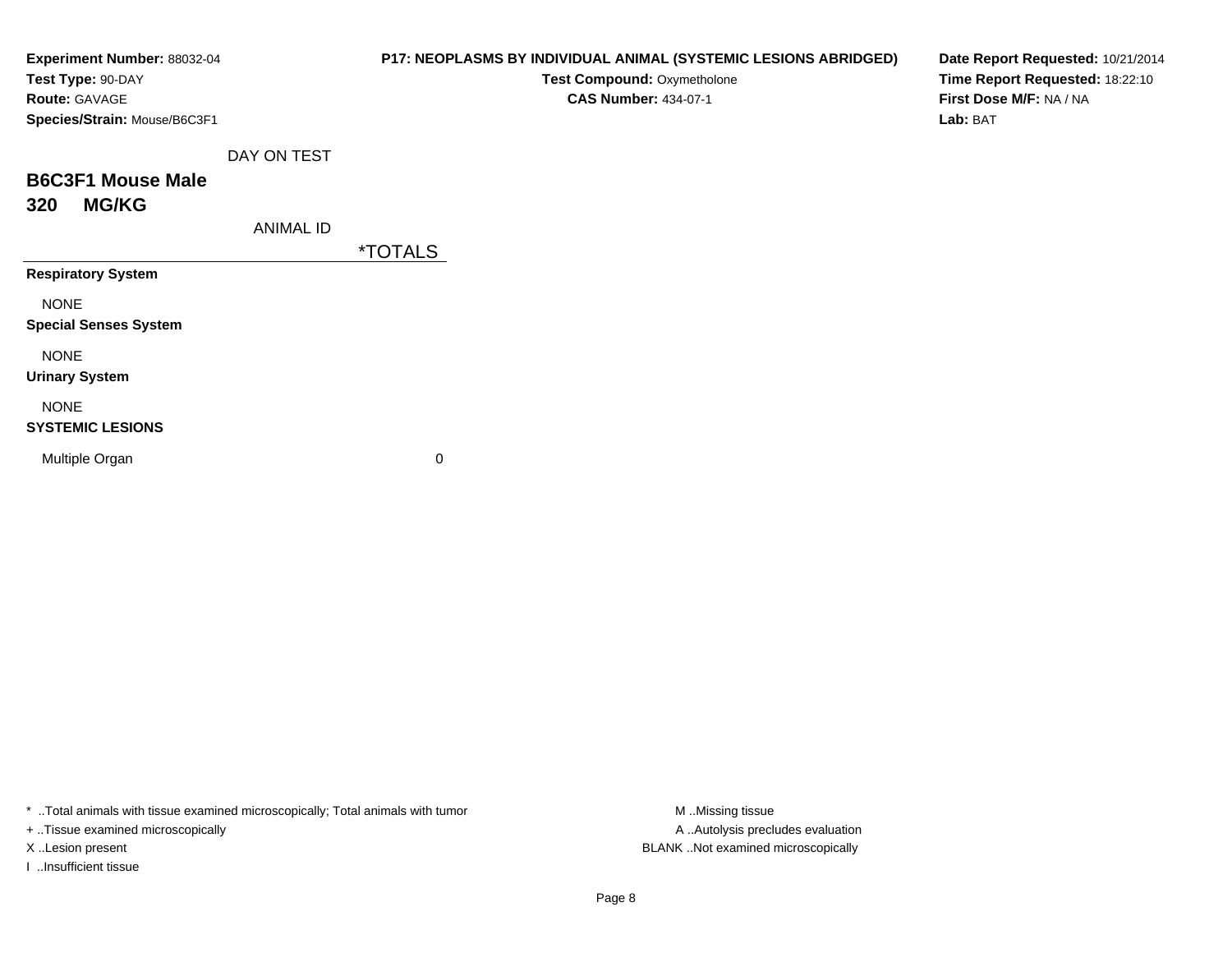**Experiment Number:** 88032-04
**Test Type:** 90-DAY
**Route:** GAVAGE
**Species/Strain:** Mouse/B6C3F1

**P17: NEOPLASMS BY INDIVIDUAL ANIMAL (SYSTEMIC LESIONS ABRIDGED)**
**Test Compound:** Oxymetholone
**CAS Number:** 434-07-1

**Date Report Requested:** 10/21/2014
**Time Report Requested:** 18:22:10
**First Dose M/F:** NA / NA
**Lab:** BAT

DAY ON TEST

## B6C3F1 Mouse Male
## 320 MG/KG

| ANIMAL ID | *TOTALS |
|---|---|
| **Respiratory System** | |
| NONE | |
| **Special Senses System** | |
| NONE | |
| **Urinary System** | |
| NONE | |
| **SYSTEMIC LESIONS** | |
| Multiple Organ | 0 |

* ..Total animals with tissue examined microscopically; Total animals with tumor
+ ..Tissue examined microscopically
X ..Lesion present
I ..Insufficient tissue

M ..Missing tissue
A ..Autolysis precludes evaluation
BLANK ..Not examined microscopically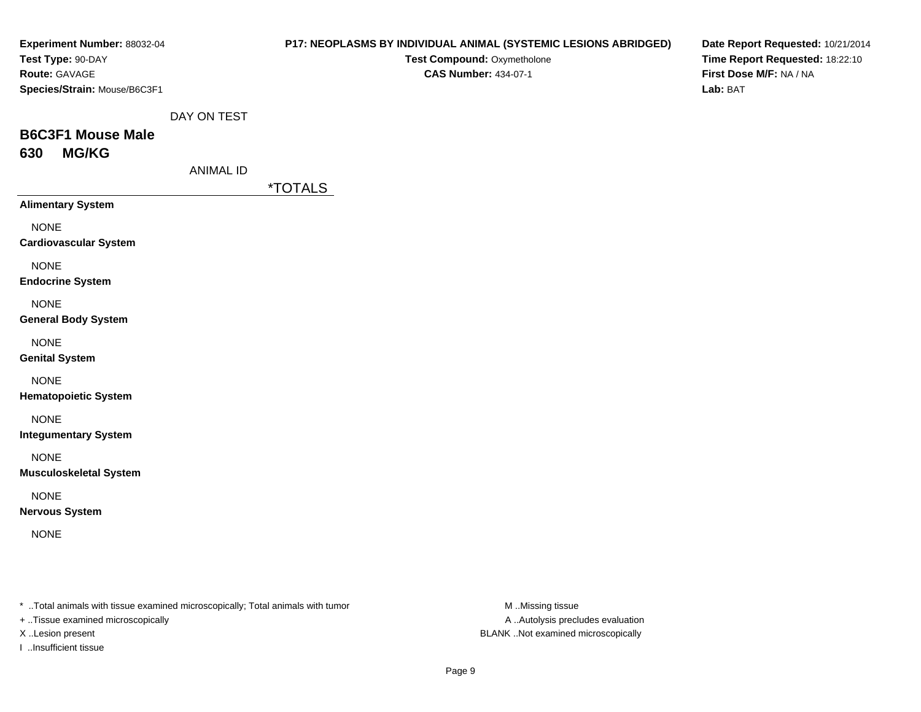**Experiment Number:** 88032-04
**Test Type:** 90-DAY
**Route:** GAVAGE
**Species/Strain:** Mouse/B6C3F1

# P17: NEOPLASMS BY INDIVIDUAL ANIMAL (SYSTEMIC LESIONS ABRIDGED)

**Test Compound:** Oxymetholone
**CAS Number:** 434-07-1

**Date Report Requested:** 10/21/2014
**Time Report Requested:** 18:22:10
**First Dose M/F:** NA / NA
**Lab:** BAT

DAY ON TEST

## B6C3F1 Mouse Male
## 630 MG/KG

ANIMAL ID

| | *TOTALS |
|---|---|
| **Alimentary System** | |
| NONE | |
| **Cardiovascular System** | |
| NONE | |
| **Endocrine System** | |
| NONE | |
| **General Body System** | |
| NONE | |
| **Genital System** | |
| NONE | |
| **Hematopoietic System** | |
| NONE | |
| **Integumentary System** | |
| NONE | |
| **Musculoskeletal System** | |
| NONE | |
| **Nervous System** | |
| NONE | |

* ..Total animals with tissue examined microscopically; Total animals with tumor
+ ..Tissue examined microscopically
X ..Lesion present
I ..Insufficient tissue

M ..Missing tissue
A ..Autolysis precludes evaluation
BLANK ..Not examined microscopically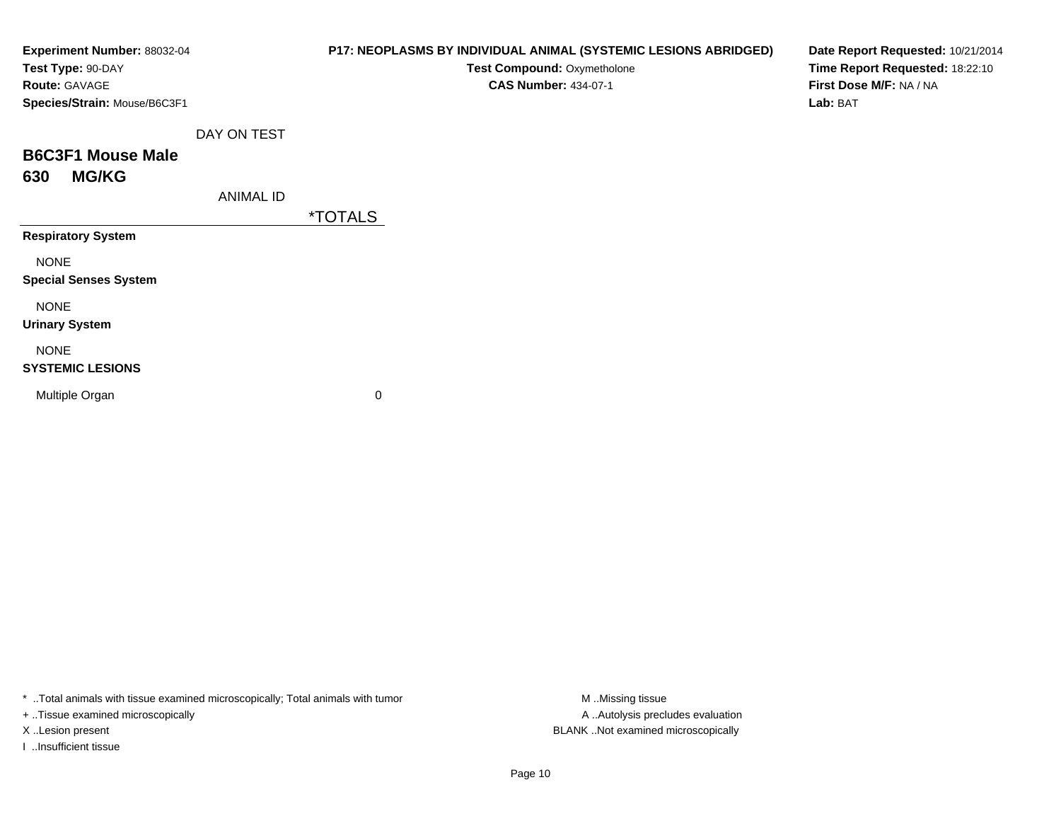**Experiment Number:** 88032-04
**Test Type:** 90-DAY
**Route:** GAVAGE
**Species/Strain:** Mouse/B6C3F1

**P17: NEOPLASMS BY INDIVIDUAL ANIMAL (SYSTEMIC LESIONS ABRIDGED)**
**Test Compound:** Oxymetholone
**CAS Number:** 434-07-1

**Date Report Requested:** 10/21/2014
**Time Report Requested:** 18:22:10
**First Dose M/F:** NA / NA
**Lab:** BAT

## B6C3F1 Mouse Male
## 630 MG/KG

| DAY ON TEST / ANIMAL ID | *TOTALS |
|---|---|
| **Respiratory System** | |
| NONE | |
| **Special Senses System** | |
| NONE | |
| **Urinary System** | |
| NONE | |
| **SYSTEMIC LESIONS** | |
| Multiple Organ | 0 |

* ..Total animals with tissue examined microscopically; Total animals with tumor
+ ..Tissue examined microscopically
X ..Lesion present
I ..Insufficient tissue

M ..Missing tissue
A ..Autolysis precludes evaluation
BLANK ..Not examined microscopically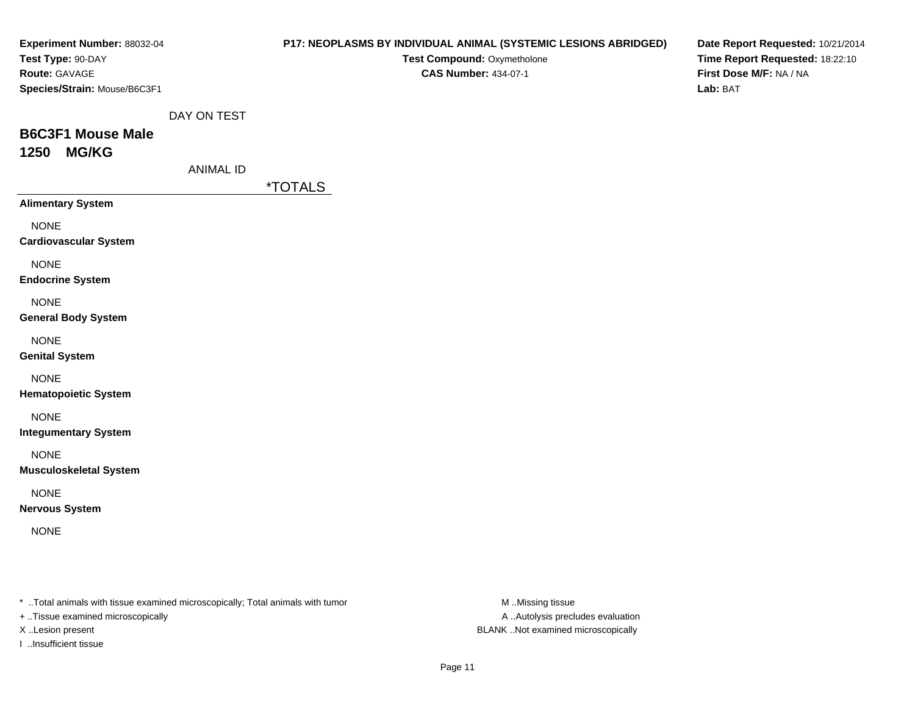**Experiment Number:** 88032-04
**Test Type:** 90-DAY
**Route:** GAVAGE
**Species/Strain:** Mouse/B6C3F1

**P17: NEOPLASMS BY INDIVIDUAL ANIMAL (SYSTEMIC LESIONS ABRIDGED)**
**Test Compound:** Oxymetholone
**CAS Number:** 434-07-1

**Date Report Requested:** 10/21/2014
**Time Report Requested:** 18:22:10
**First Dose M/F:** NA / NA
**Lab:** BAT

DAY ON TEST

## B6C3F1 Mouse Male
## 1250 MG/KG

ANIMAL ID

| | *TOTALS |
|---|---|
| **Alimentary System** | |
| NONE | |
| **Cardiovascular System** | |
| NONE | |
| **Endocrine System** | |
| NONE | |
| **General Body System** | |
| NONE | |
| **Genital System** | |
| NONE | |
| **Hematopoietic System** | |
| NONE | |
| **Integumentary System** | |
| NONE | |
| **Musculoskeletal System** | |
| NONE | |
| **Nervous System** | |
| NONE | |

* ..Total animals with tissue examined microscopically; Total animals with tumor
+ ..Tissue examined microscopically
X ..Lesion present
I ..Insufficient tissue

M ..Missing tissue
A ..Autolysis precludes evaluation
BLANK ..Not examined microscopically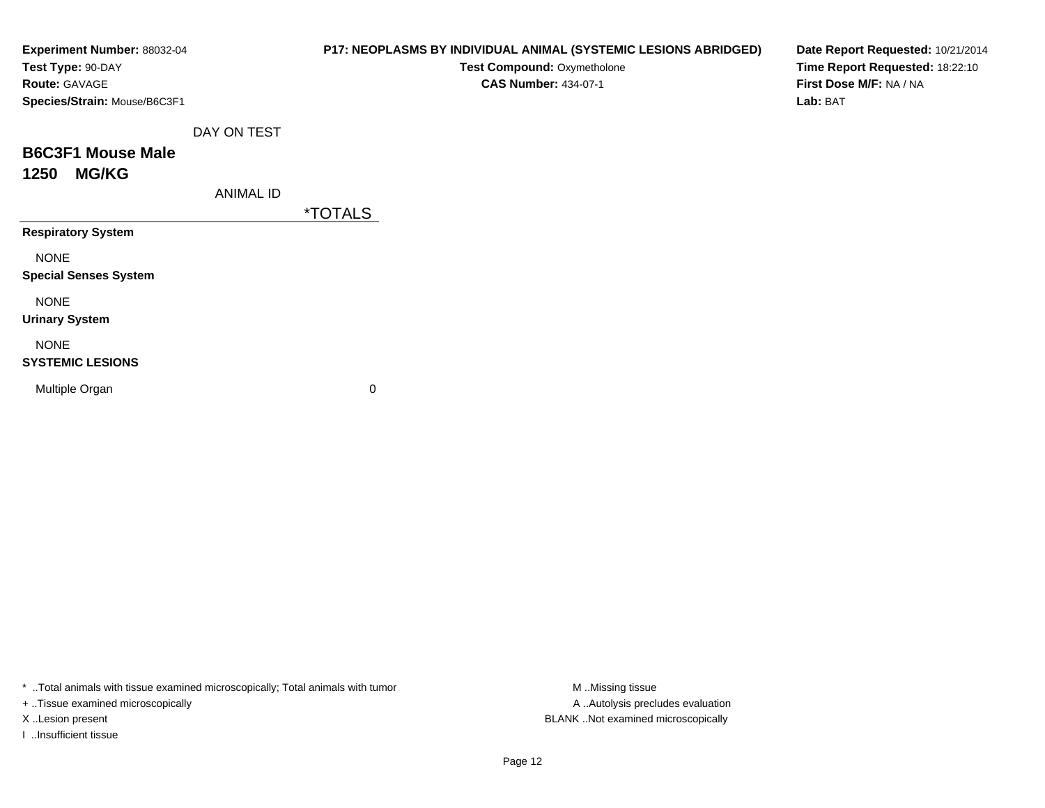**Experiment Number:** 88032-04
**Test Type:** 90-DAY
**Route:** GAVAGE
**Species/Strain:** Mouse/B6C3F1

**P17: NEOPLASMS BY INDIVIDUAL ANIMAL (SYSTEMIC LESIONS ABRIDGED)**
**Test Compound:** Oxymetholone
**CAS Number:** 434-07-1

**Date Report Requested:** 10/21/2014
**Time Report Requested:** 18:22:10
**First Dose M/F:** NA / NA
**Lab:** BAT

DAY ON TEST

## B6C3F1 Mouse Male
## 1250 MG/KG

| ANIMAL ID | *TOTALS |
|---|---|
| **Respiratory System** | |
| NONE | |
| **Special Senses System** | |
| NONE | |
| **Urinary System** | |
| NONE | |
| **SYSTEMIC LESIONS** | |
| Multiple Organ | 0 |

* ..Total animals with tissue examined microscopically; Total animals with tumor
+ ..Tissue examined microscopically
X ..Lesion present
I ..Insufficient tissue

M ..Missing tissue
A ..Autolysis precludes evaluation
BLANK ..Not examined microscopically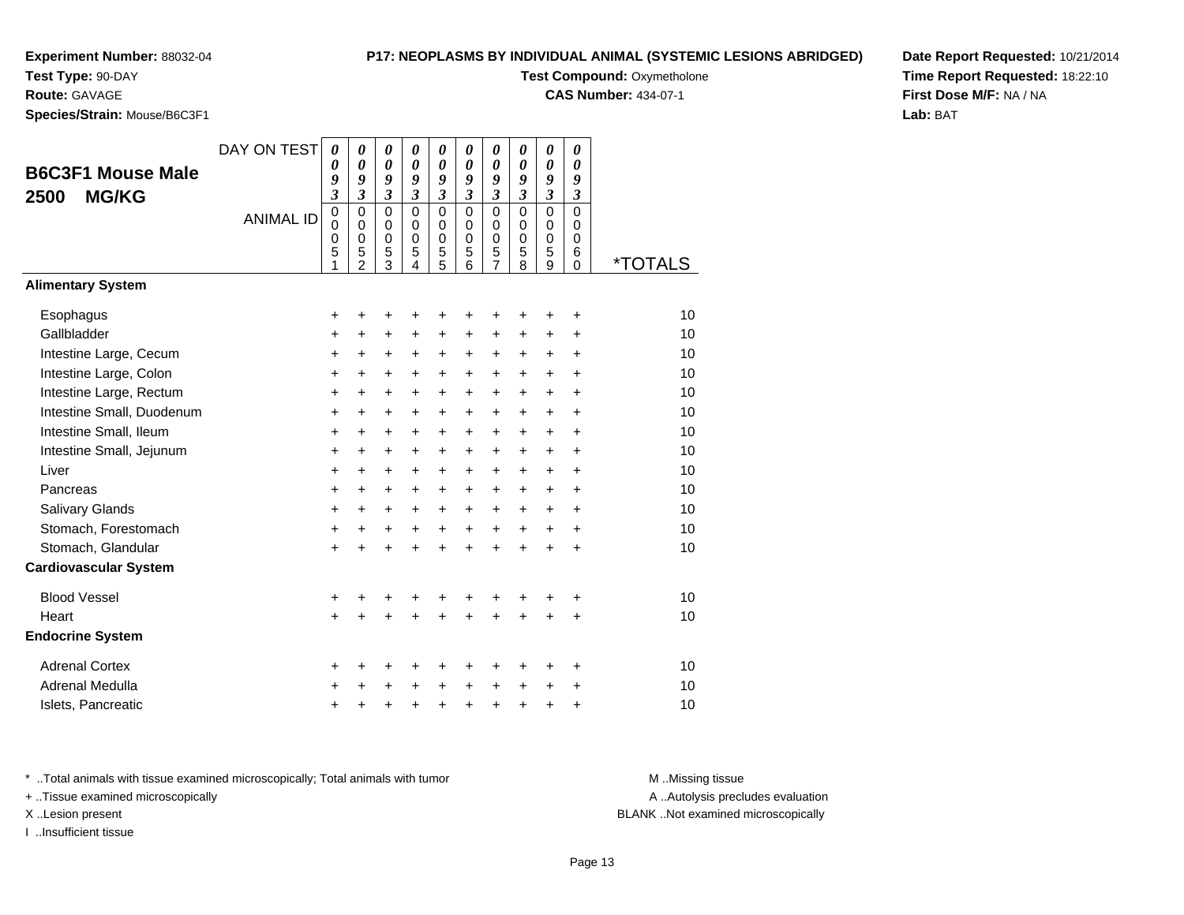**Experiment Number:** 88032-04
**Test Type:** 90-DAY
**Route:** GAVAGE
**Species/Strain:** Mouse/B6C3F1

**P17: NEOPLASMS BY INDIVIDUAL ANIMAL (SYSTEMIC LESIONS ABRIDGED)**
**Test Compound:** Oxymetholone
**CAS Number:** 434-07-1

**Date Report Requested:** 10/21/2014
**Time Report Requested:** 18:22:10
**First Dose M/F:** NA / NA
**Lab:** BAT

## B6C3F1 Mouse Male 2500 MG/KG

| DAY ON TEST | 0093 | 0093 | 0093 | 0093 | 0093 | 0093 | 0093 | 0093 | 0093 | 0093 | |
|---|---|---|---|---|---|---|---|---|---|---|---|
| **ANIMAL ID** | 00051 | 00052 | 00053 | 00054 | 00055 | 00056 | 00057 | 00058 | 00059 | 00060 | ***TOTALS** |
| **Alimentary System** | | | | | | | | | | | |
| Esophagus | + | + | + | + | + | + | + | + | + | + | 10 |
| Gallbladder | + | + | + | + | + | + | + | + | + | + | 10 |
| Intestine Large, Cecum | + | + | + | + | + | + | + | + | + | + | 10 |
| Intestine Large, Colon | + | + | + | + | + | + | + | + | + | + | 10 |
| Intestine Large, Rectum | + | + | + | + | + | + | + | + | + | + | 10 |
| Intestine Small, Duodenum | + | + | + | + | + | + | + | + | + | + | 10 |
| Intestine Small, Ileum | + | + | + | + | + | + | + | + | + | + | 10 |
| Intestine Small, Jejunum | + | + | + | + | + | + | + | + | + | + | 10 |
| Liver | + | + | + | + | + | + | + | + | + | + | 10 |
| Pancreas | + | + | + | + | + | + | + | + | + | + | 10 |
| Salivary Glands | + | + | + | + | + | + | + | + | + | + | 10 |
| Stomach, Forestomach | + | + | + | + | + | + | + | + | + | + | 10 |
| Stomach, Glandular | + | + | + | + | + | + | + | + | + | + | 10 |
| **Cardiovascular System** | | | | | | | | | | | |
| Blood Vessel | + | + | + | + | + | + | + | + | + | + | 10 |
| Heart | + | + | + | + | + | + | + | + | + | + | 10 |
| **Endocrine System** | | | | | | | | | | | |
| Adrenal Cortex | + | + | + | + | + | + | + | + | + | + | 10 |
| Adrenal Medulla | + | + | + | + | + | + | + | + | + | + | 10 |
| Islets, Pancreatic | + | + | + | + | + | + | + | + | + | + | 10 |

* ..Total animals with tissue examined microscopically; Total animals with tumor
+ ..Tissue examined microscopically
X ..Lesion present
I ..Insufficient tissue

M ..Missing tissue
A ..Autolysis precludes evaluation
BLANK ..Not examined microscopically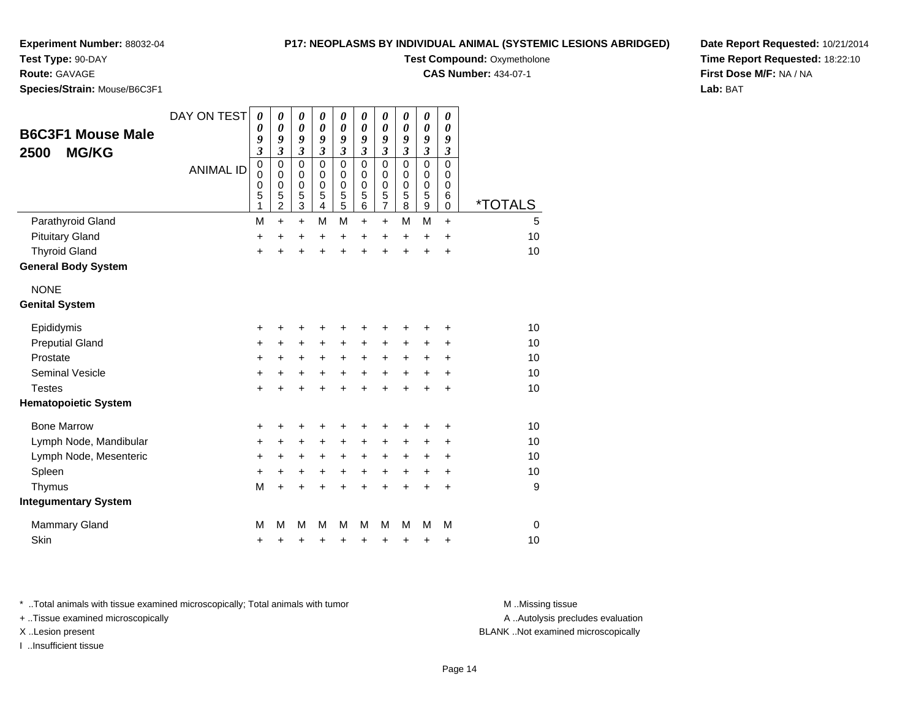**Experiment Number:** 88032-04
**Test Type:** 90-DAY
**Route:** GAVAGE
**Species/Strain:** Mouse/B6C3F1

**P17: NEOPLASMS BY INDIVIDUAL ANIMAL (SYSTEMIC LESIONS ABRIDGED)**
**Test Compound:** Oxymetholone
**CAS Number:** 434-07-1

**Date Report Requested:** 10/21/2014
**Time Report Requested:** 18:22:10
**First Dose M/F:** NA / NA
**Lab:** BAT

| B6C3F1 Mouse Male 2500 MG/KG | | | | | | | | | | | |
|---|---|---|---|---|---|---|---|---|---|---|---|
| DAY ON TEST | 0093 | 0093 | 0093 | 0093 | 0093 | 0093 | 0093 | 0093 | 0093 | 0093 | |
| ANIMAL ID | 00051 | 00052 | 00053 | 00054 | 00055 | 00056 | 00057 | 00058 | 00059 | 00060 | *TOTALS |
| Parathyroid Gland | M | + | + | M | M | + | + | M | M | + | 5 |
| Pituitary Gland | + | + | + | + | + | + | + | + | + | + | 10 |
| Thyroid Gland | + | + | + | + | + | + | + | + | + | + | 10 |
| **General Body System** | | | | | | | | | | | |
| NONE | | | | | | | | | | | |
| **Genital System** | | | | | | | | | | | |
| Epididymis | + | + | + | + | + | + | + | + | + | + | 10 |
| Preputial Gland | + | + | + | + | + | + | + | + | + | + | 10 |
| Prostate | + | + | + | + | + | + | + | + | + | + | 10 |
| Seminal Vesicle | + | + | + | + | + | + | + | + | + | + | 10 |
| Testes | + | + | + | + | + | + | + | + | + | + | 10 |
| **Hematopoietic System** | | | | | | | | | | | |
| Bone Marrow | + | + | + | + | + | + | + | + | + | + | 10 |
| Lymph Node, Mandibular | + | + | + | + | + | + | + | + | + | + | 10 |
| Lymph Node, Mesenteric | + | + | + | + | + | + | + | + | + | + | 10 |
| Spleen | + | + | + | + | + | + | + | + | + | + | 10 |
| Thymus | M | + | + | + | + | + | + | + | + | + | 9 |
| **Integumentary System** | | | | | | | | | | | |
| Mammary Gland | M | M | M | M | M | M | M | M | M | M | 0 |
| Skin | + | + | + | + | + | + | + | + | + | + | 10 |

* ..Total animals with tissue examined microscopically; Total animals with tumor
+ ..Tissue examined microscopically
X ..Lesion present
I ..Insufficient tissue

M ..Missing tissue
A ..Autolysis precludes evaluation
BLANK ..Not examined microscopically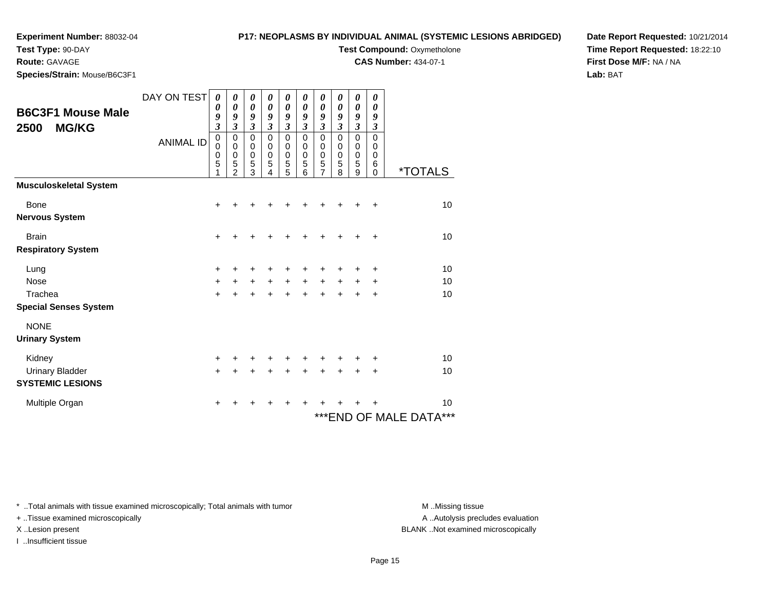**Experiment Number:** 88032-04
**Test Type:** 90-DAY
**Route:** GAVAGE
**Species/Strain:** Mouse/B6C3F1

**P17: NEOPLASMS BY INDIVIDUAL ANIMAL (SYSTEMIC LESIONS ABRIDGED)**
**Test Compound:** Oxymetholone
**CAS Number:** 434-07-1

**Date Report Requested:** 10/21/2014
**Time Report Requested:** 18:22:10
**First Dose M/F:** NA / NA
**Lab:** BAT

## B6C3F1 Mouse Male 2500 MG/KG

| DAY ON TEST | 0093 | 0093 | 0093 | 0093 | 0093 | 0093 | 0093 | 0093 | 0093 | 0093 | |
|---|---|---|---|---|---|---|---|---|---|---|---|
| ANIMAL ID | 00051 | 00052 | 00053 | 00054 | 00055 | 00056 | 00057 | 00058 | 00059 | 00060 | *TOTALS |
| **Musculoskeletal System** | | | | | | | | | | | |
| Bone | + | + | + | + | + | + | + | + | + | + | 10 |
| **Nervous System** | | | | | | | | | | | |
| Brain | + | + | + | + | + | + | + | + | + | + | 10 |
| **Respiratory System** | | | | | | | | | | | |
| Lung | + | + | + | + | + | + | + | + | + | + | 10 |
| Nose | + | + | + | + | + | + | + | + | + | + | 10 |
| Trachea | + | + | + | + | + | + | + | + | + | + | 10 |
| **Special Senses System** | | | | | | | | | | | |
| NONE | | | | | | | | | | | |
| **Urinary System** | | | | | | | | | | | |
| Kidney | + | + | + | + | + | + | + | + | + | + | 10 |
| Urinary Bladder | + | + | + | + | + | + | + | + | + | + | 10 |
| **SYSTEMIC LESIONS** | | | | | | | | | | | |
| Multiple Organ | + | + | + | + | + | + | + | + | + | + | 10 |

***END OF MALE DATA***

* ..Total animals with tissue examined microscopically; Total animals with tumor
+ ..Tissue examined microscopically
X ..Lesion present
I ..Insufficient tissue

M ..Missing tissue
A ..Autolysis precludes evaluation
BLANK ..Not examined microscopically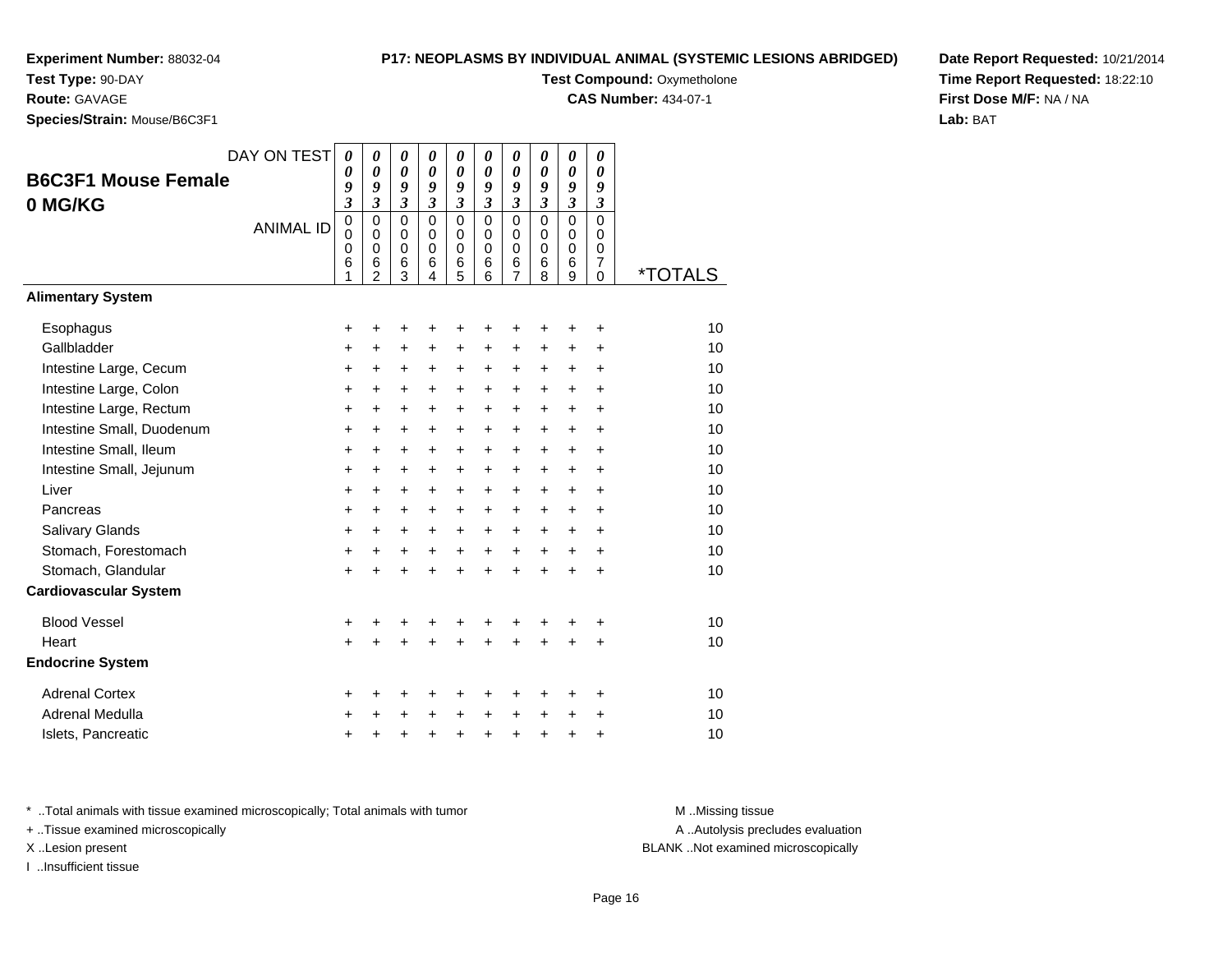**Experiment Number:** 88032-04
**Test Type:** 90-DAY
**Route:** GAVAGE
**Species/Strain:** Mouse/B6C3F1

**P17: NEOPLASMS BY INDIVIDUAL ANIMAL (SYSTEMIC LESIONS ABRIDGED)**
**Test Compound:** Oxymetholone
**CAS Number:** 434-07-1

**Date Report Requested:** 10/21/2014
**Time Report Requested:** 18:22:10
**First Dose M/F:** NA / NA
**Lab:** BAT

## B6C3F1 Mouse Female
## 0 MG/KG

| DAY ON TEST | 0093 | 0093 | 0093 | 0093 | 0093 | 0093 | 0093 | 0093 | 0093 | 0093 | |
|---|---|---|---|---|---|---|---|---|---|---|---|
| ANIMAL ID | 00061 | 00062 | 00063 | 00064 | 00065 | 00066 | 00067 | 00068 | 00069 | 00070 | *TOTALS |
| **Alimentary System** | | | | | | | | | | | |
| Esophagus | + | + | + | + | + | + | + | + | + | + | 10 |
| Gallbladder | + | + | + | + | + | + | + | + | + | + | 10 |
| Intestine Large, Cecum | + | + | + | + | + | + | + | + | + | + | 10 |
| Intestine Large, Colon | + | + | + | + | + | + | + | + | + | + | 10 |
| Intestine Large, Rectum | + | + | + | + | + | + | + | + | + | + | 10 |
| Intestine Small, Duodenum | + | + | + | + | + | + | + | + | + | + | 10 |
| Intestine Small, Ileum | + | + | + | + | + | + | + | + | + | + | 10 |
| Intestine Small, Jejunum | + | + | + | + | + | + | + | + | + | + | 10 |
| Liver | + | + | + | + | + | + | + | + | + | + | 10 |
| Pancreas | + | + | + | + | + | + | + | + | + | + | 10 |
| Salivary Glands | + | + | + | + | + | + | + | + | + | + | 10 |
| Stomach, Forestomach | + | + | + | + | + | + | + | + | + | + | 10 |
| Stomach, Glandular | + | + | + | + | + | + | + | + | + | + | 10 |
| **Cardiovascular System** | | | | | | | | | | | |
| Blood Vessel | + | + | + | + | + | + | + | + | + | + | 10 |
| Heart | + | + | + | + | + | + | + | + | + | + | 10 |
| **Endocrine System** | | | | | | | | | | | |
| Adrenal Cortex | + | + | + | + | + | + | + | + | + | + | 10 |
| Adrenal Medulla | + | + | + | + | + | + | + | + | + | + | 10 |
| Islets, Pancreatic | + | + | + | + | + | + | + | + | + | + | 10 |

* ..Total animals with tissue examined microscopically; Total animals with tumor
+ ..Tissue examined microscopically
X ..Lesion present
I ..Insufficient tissue

M ..Missing tissue
A ..Autolysis precludes evaluation
BLANK ..Not examined microscopically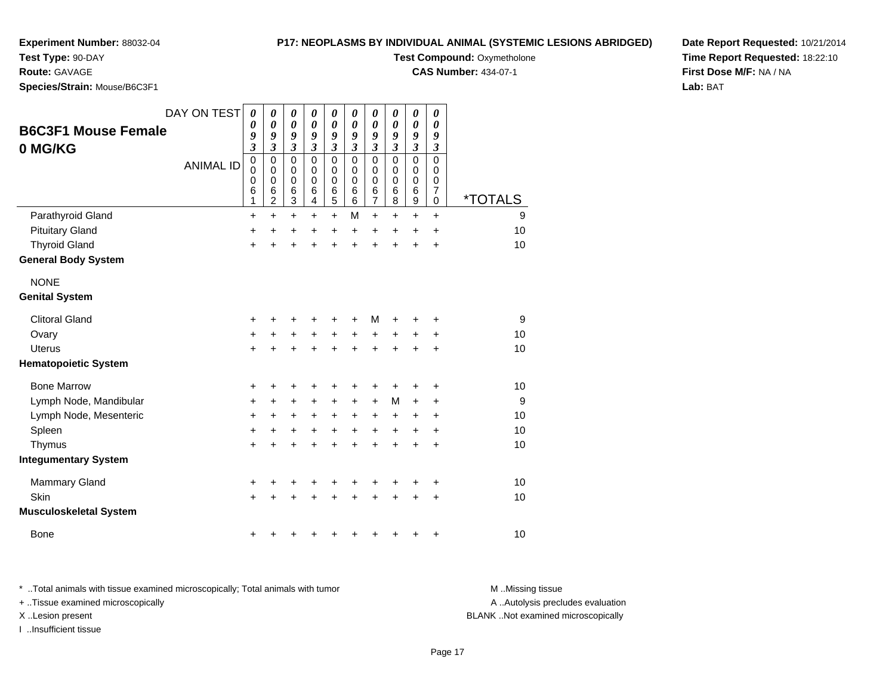**Experiment Number:** 88032-04
**Test Type:** 90-DAY
**Route:** GAVAGE
**Species/Strain:** Mouse/B6C3F1

**P17: NEOPLASMS BY INDIVIDUAL ANIMAL (SYSTEMIC LESIONS ABRIDGED)**
**Test Compound:** Oxymetholone
**CAS Number:** 434-07-1

**Date Report Requested:** 10/21/2014
**Time Report Requested:** 18:22:10
**First Dose M/F:** NA / NA
**Lab:** BAT

## B6C3F1 Mouse Female 0 MG/KG

| DAY ON TEST | 0093 | 0093 | 0093 | 0093 | 0093 | 0093 | 0093 | 0093 | 0093 | 0093 | |
|---|---|---|---|---|---|---|---|---|---|---|---|
| ANIMAL ID | 00061 | 00062 | 00063 | 00064 | 00065 | 00066 | 00067 | 00068 | 00069 | 00070 | *TOTALS |
| Parathyroid Gland | + | + | + | + | + | M | + | + | + | + | 9 |
| Pituitary Gland | + | + | + | + | + | + | + | + | + | + | 10 |
| Thyroid Gland | + | + | + | + | + | + | + | + | + | + | 10 |
| **General Body System** | | | | | | | | | | | |
| NONE | | | | | | | | | | | |
| **Genital System** | | | | | | | | | | | |
| Clitoral Gland | + | + | + | + | + | + | M | + | + | + | 9 |
| Ovary | + | + | + | + | + | + | + | + | + | + | 10 |
| Uterus | + | + | + | + | + | + | + | + | + | + | 10 |
| **Hematopoietic System** | | | | | | | | | | | |
| Bone Marrow | + | + | + | + | + | + | + | + | + | + | 10 |
| Lymph Node, Mandibular | + | + | + | + | + | + | + | M | + | + | 9 |
| Lymph Node, Mesenteric | + | + | + | + | + | + | + | + | + | + | 10 |
| Spleen | + | + | + | + | + | + | + | + | + | + | 10 |
| Thymus | + | + | + | + | + | + | + | + | + | + | 10 |
| **Integumentary System** | | | | | | | | | | | |
| Mammary Gland | + | + | + | + | + | + | + | + | + | + | 10 |
| Skin | + | + | + | + | + | + | + | + | + | + | 10 |
| **Musculoskeletal System** | | | | | | | | | | | |
| Bone | + | + | + | + | + | + | + | + | + | + | 10 |

* ..Total animals with tissue examined microscopically; Total animals with tumor
+ ..Tissue examined microscopically
X ..Lesion present
I ..Insufficient tissue

M ..Missing tissue
A ..Autolysis precludes evaluation
BLANK ..Not examined microscopically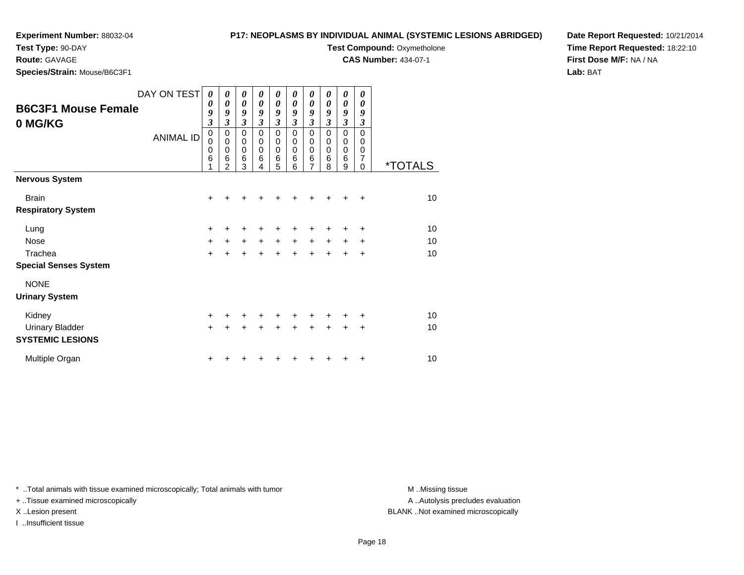**Experiment Number:** 88032-04
**Test Type:** 90-DAY
**Route:** GAVAGE
**Species/Strain:** Mouse/B6C3F1

**P17: NEOPLASMS BY INDIVIDUAL ANIMAL (SYSTEMIC LESIONS ABRIDGED)**
**Test Compound:** Oxymetholone
**CAS Number:** 434-07-1

**Date Report Requested:** 10/21/2014
**Time Report Requested:** 18:22:10
**First Dose M/F:** NA / NA
**Lab:** BAT

## B6C3F1 Mouse Female
## 0 MG/KG

| DAY ON TEST | 0093 | 0093 | 0093 | 0093 | 0093 | 0093 | 0093 | 0093 | 0093 | 0093 | |
|---|---|---|---|---|---|---|---|---|---|---|---|
| ANIMAL ID | 00061 | 00062 | 00063 | 00064 | 00065 | 00066 | 00067 | 00068 | 00069 | 00070 | *TOTALS |
| **Nervous System** | | | | | | | | | | | |
| Brain | + | + | + | + | + | + | + | + | + | + | 10 |
| **Respiratory System** | | | | | | | | | | | |
| Lung | + | + | + | + | + | + | + | + | + | + | 10 |
| Nose | + | + | + | + | + | + | + | + | + | + | 10 |
| Trachea | + | + | + | + | + | + | + | + | + | + | 10 |
| **Special Senses System** | | | | | | | | | | | |
| NONE | | | | | | | | | | | |
| **Urinary System** | | | | | | | | | | | |
| Kidney | + | + | + | + | + | + | + | + | + | + | 10 |
| Urinary Bladder | + | + | + | + | + | + | + | + | + | + | 10 |
| **SYSTEMIC LESIONS** | | | | | | | | | | | |
| Multiple Organ | + | + | + | + | + | + | + | + | + | + | 10 |

* ..Total animals with tissue examined microscopically; Total animals with tumor
+ ..Tissue examined microscopically
X ..Lesion present
I ..Insufficient tissue

M ..Missing tissue
A ..Autolysis precludes evaluation
BLANK ..Not examined microscopically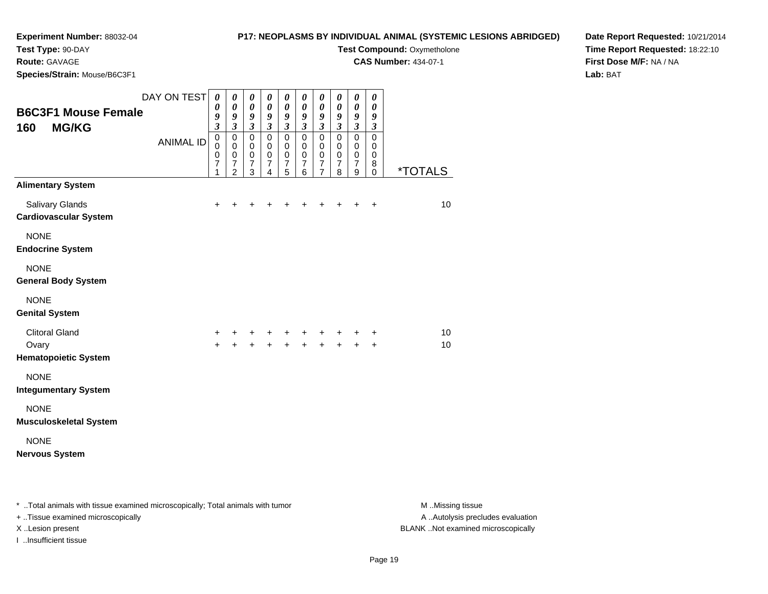**Experiment Number:** 88032-04
**Test Type:** 90-DAY
**Route:** GAVAGE
**Species/Strain:** Mouse/B6C3F1

**P17: NEOPLASMS BY INDIVIDUAL ANIMAL (SYSTEMIC LESIONS ABRIDGED)**
**Test Compound:** Oxymetholone
**CAS Number:** 434-07-1

**Date Report Requested:** 10/21/2014
**Time Report Requested:** 18:22:10
**First Dose M/F:** NA / NA
**Lab:** BAT

## B6C3F1 Mouse Female
## 160 MG/KG

| DAY ON TEST | 0093 | 0093 | 0093 | 0093 | 0093 | 0093 | 0093 | 0093 | 0093 | 0093 | |
|---|---|---|---|---|---|---|---|---|---|---|---|
| ANIMAL ID | 00071 | 00072 | 00073 | 00074 | 00075 | 00076 | 00077 | 00078 | 00079 | 00080 | *TOTALS |
| **Alimentary System** | | | | | | | | | | | |
| Salivary Glands | + | + | + | + | + | + | + | + | + | + | 10 |
| **Cardiovascular System** | | | | | | | | | | | |
| NONE | | | | | | | | | | | |
| **Endocrine System** | | | | | | | | | | | |
| NONE | | | | | | | | | | | |
| **General Body System** | | | | | | | | | | | |
| NONE | | | | | | | | | | | |
| **Genital System** | | | | | | | | | | | |
| Clitoral Gland | + | + | + | + | + | + | + | + | + | + | 10 |
| Ovary | + | + | + | + | + | + | + | + | + | + | 10 |
| **Hematopoietic System** | | | | | | | | | | | |
| NONE | | | | | | | | | | | |
| **Integumentary System** | | | | | | | | | | | |
| NONE | | | | | | | | | | | |
| **Musculoskeletal System** | | | | | | | | | | | |
| NONE | | | | | | | | | | | |
| **Nervous System** | | | | | | | | | | | |

* ..Total animals with tissue examined microscopically; Total animals with tumor
+ ..Tissue examined microscopically
X ..Lesion present
I ..Insufficient tissue

M ..Missing tissue
A ..Autolysis precludes evaluation
BLANK ..Not examined microscopically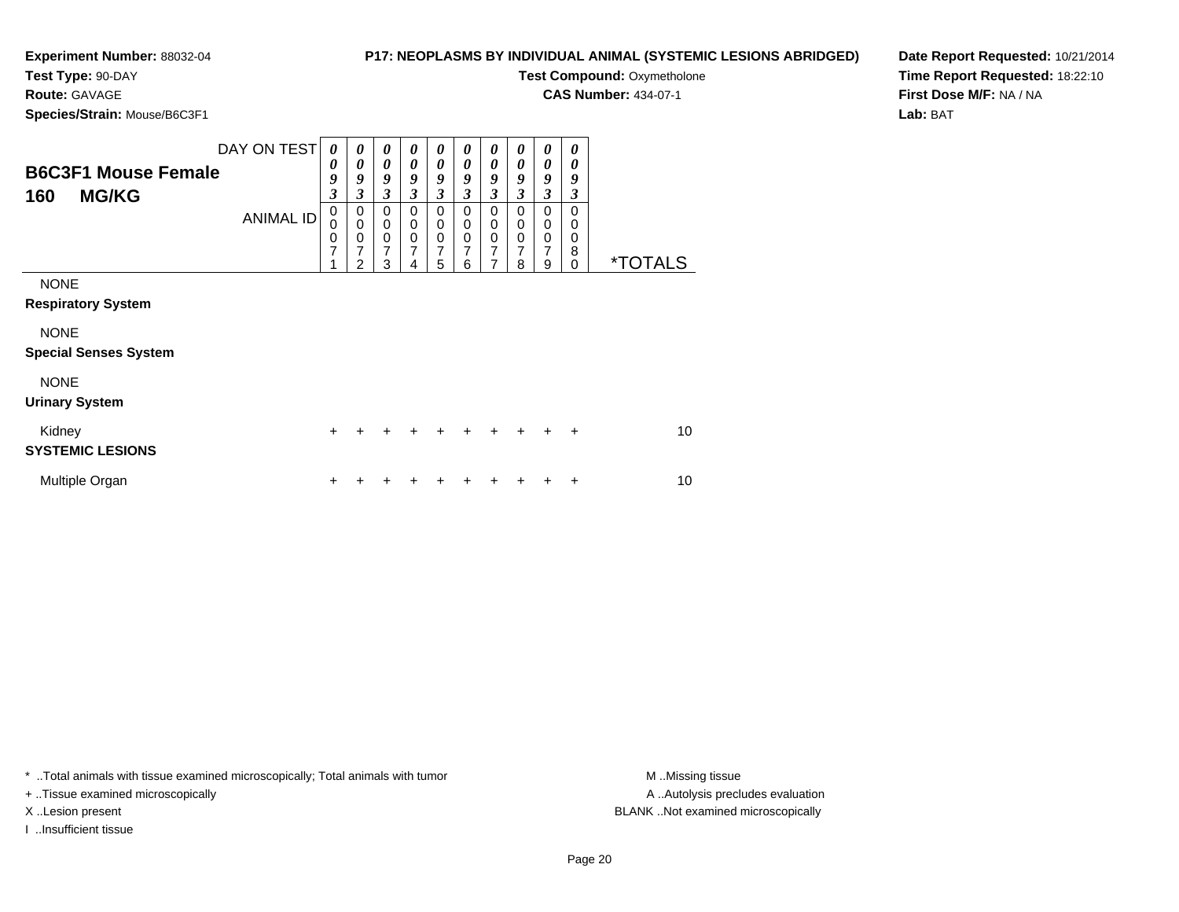**Experiment Number:** 88032-04
**Test Type:** 90-DAY
**Route:** GAVAGE
**Species/Strain:** Mouse/B6C3F1

**P17: NEOPLASMS BY INDIVIDUAL ANIMAL (SYSTEMIC LESIONS ABRIDGED)**
**Test Compound:** Oxymetholone
**CAS Number:** 434-07-1

**Date Report Requested:** 10/21/2014
**Time Report Requested:** 18:22:10
**First Dose M/F:** NA / NA
**Lab:** BAT

## B6C3F1 Mouse Female 160 MG/KG

| DAY ON TEST | 0093 | 0093 | 0093 | 0093 | 0093 | 0093 | 0093 | 0093 | 0093 | 0093 | |
|---|---|---|---|---|---|---|---|---|---|---|---|
| ANIMAL ID | 00071 | 00072 | 00073 | 00074 | 00075 | 00076 | 00077 | 00078 | 00079 | 00080 | *TOTALS |
| NONE | | | | | | | | | | | |
| **Respiratory System** | | | | | | | | | | | |
| NONE | | | | | | | | | | | |
| **Special Senses System** | | | | | | | | | | | |
| NONE | | | | | | | | | | | |
| **Urinary System** | | | | | | | | | | | |
| Kidney | + | + | + | + | + | + | + | + | + | + | 10 |
| **SYSTEMIC LESIONS** | | | | | | | | | | | |
| Multiple Organ | + | + | + | + | + | + | + | + | + | + | 10 |

* ..Total animals with tissue examined microscopically; Total animals with tumor
+ ..Tissue examined microscopically
X ..Lesion present
I ..Insufficient tissue

M ..Missing tissue
A ..Autolysis precludes evaluation
BLANK ..Not examined microscopically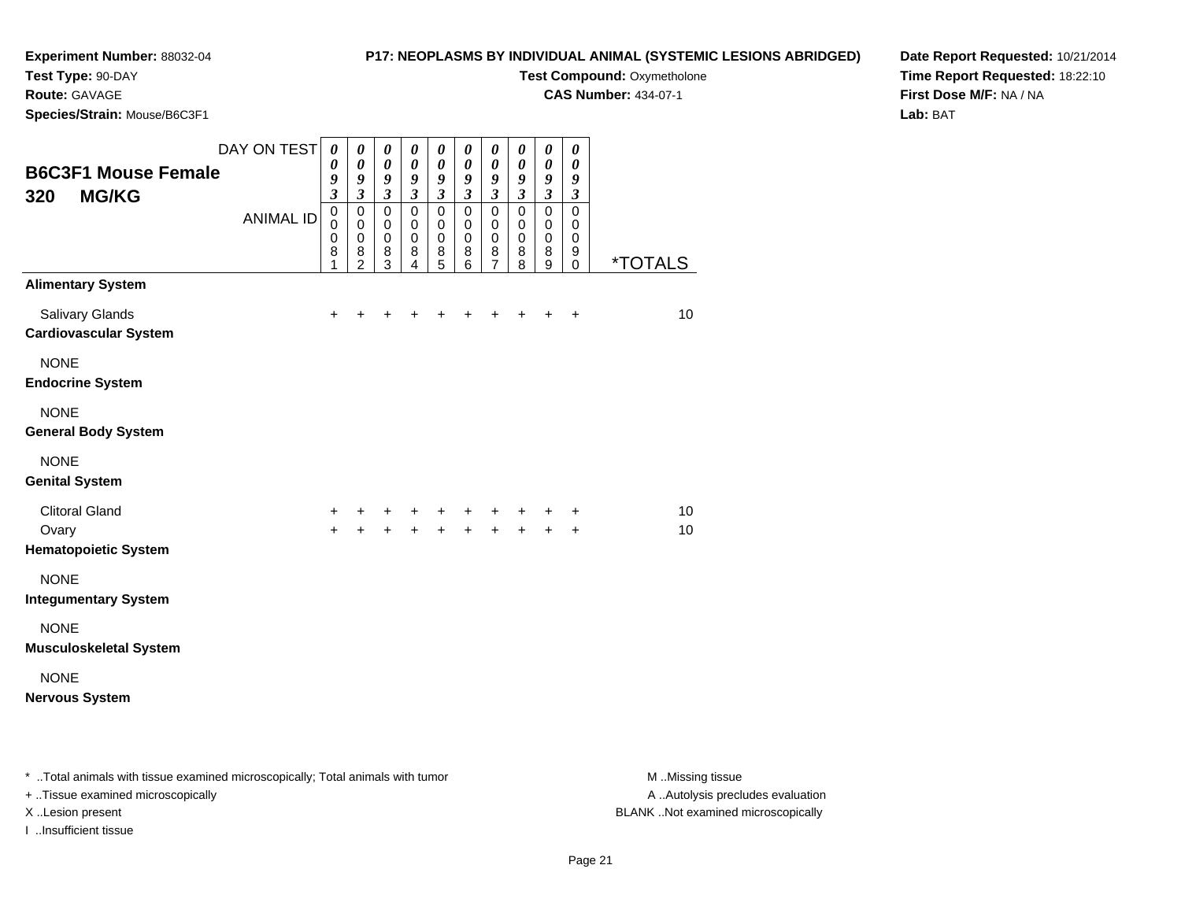**Experiment Number:** 88032-04
**Test Type:** 90-DAY
**Route:** GAVAGE
**Species/Strain:** Mouse/B6C3F1

**P17: NEOPLASMS BY INDIVIDUAL ANIMAL (SYSTEMIC LESIONS ABRIDGED)**
**Test Compound:** Oxymetholone
**CAS Number:** 434-07-1

**Date Report Requested:** 10/21/2014
**Time Report Requested:** 18:22:10
**First Dose M/F:** NA / NA
**Lab:** BAT

## B6C3F1 Mouse Female
## 320 MG/KG

| DAY ON TEST | 0093 | 0093 | 0093 | 0093 | 0093 | 0093 | 0093 | 0093 | 0093 | 0093 | |
|---|---|---|---|---|---|---|---|---|---|---|---|
| ANIMAL ID | 00081 | 00082 | 00083 | 00084 | 00085 | 00086 | 00087 | 00088 | 00089 | 00090 | *TOTALS |
| **Alimentary System** | | | | | | | | | | | |
| Salivary Glands | + | + | + | + | + | + | + | + | + | + | 10 |
| **Cardiovascular System** | | | | | | | | | | | |
| NONE | | | | | | | | | | | |
| **Endocrine System** | | | | | | | | | | | |
| NONE | | | | | | | | | | | |
| **General Body System** | | | | | | | | | | | |
| NONE | | | | | | | | | | | |
| **Genital System** | | | | | | | | | | | |
| Clitoral Gland | + | + | + | + | + | + | + | + | + | + | 10 |
| Ovary | + | + | + | + | + | + | + | + | + | + | 10 |
| **Hematopoietic System** | | | | | | | | | | | |
| NONE | | | | | | | | | | | |
| **Integumentary System** | | | | | | | | | | | |
| NONE | | | | | | | | | | | |
| **Musculoskeletal System** | | | | | | | | | | | |
| NONE | | | | | | | | | | | |
| **Nervous System** | | | | | | | | | | | |

* ..Total animals with tissue examined microscopically; Total animals with tumor
+ ..Tissue examined microscopically
X ..Lesion present
I ..Insufficient tissue

M ..Missing tissue
A ..Autolysis precludes evaluation
BLANK ..Not examined microscopically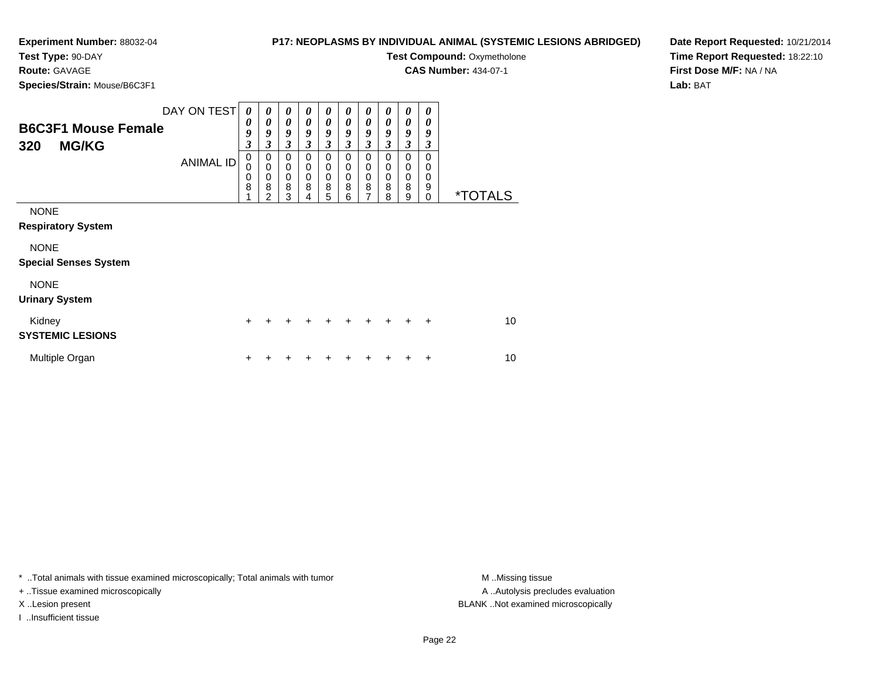**Experiment Number:** 88032-04
**Test Type:** 90-DAY
**Route:** GAVAGE
**Species/Strain:** Mouse/B6C3F1

**P17: NEOPLASMS BY INDIVIDUAL ANIMAL (SYSTEMIC LESIONS ABRIDGED)**
**Test Compound:** Oxymetholone
**CAS Number:** 434-07-1

**Date Report Requested:** 10/21/2014
**Time Report Requested:** 18:22:10
**First Dose M/F:** NA / NA
**Lab:** BAT

## B6C3F1 Mouse Female
## 320 MG/KG

| DAY ON TEST | 0093 | 0093 | 0093 | 0093 | 0093 | 0093 | 0093 | 0093 | 0093 | 0093 | |
|---|---|---|---|---|---|---|---|---|---|---|---|
| ANIMAL ID | 00081 | 00082 | 00083 | 00084 | 00085 | 00086 | 00087 | 00088 | 00089 | 00090 | *TOTALS |
| NONE | | | | | | | | | | | |
| **Respiratory System** | | | | | | | | | | | |
| NONE | | | | | | | | | | | |
| **Special Senses System** | | | | | | | | | | | |
| NONE | | | | | | | | | | | |
| **Urinary System** | | | | | | | | | | | |
| Kidney | + | + | + | + | + | + | + | + | + | + | 10 |
| **SYSTEMIC LESIONS** | | | | | | | | | | | |
| Multiple Organ | + | + | + | + | + | + | + | + | + | + | 10 |

* ..Total animals with tissue examined microscopically; Total animals with tumor
+ ..Tissue examined microscopically
X ..Lesion present
I ..Insufficient tissue

M ..Missing tissue
A ..Autolysis precludes evaluation
BLANK ..Not examined microscopically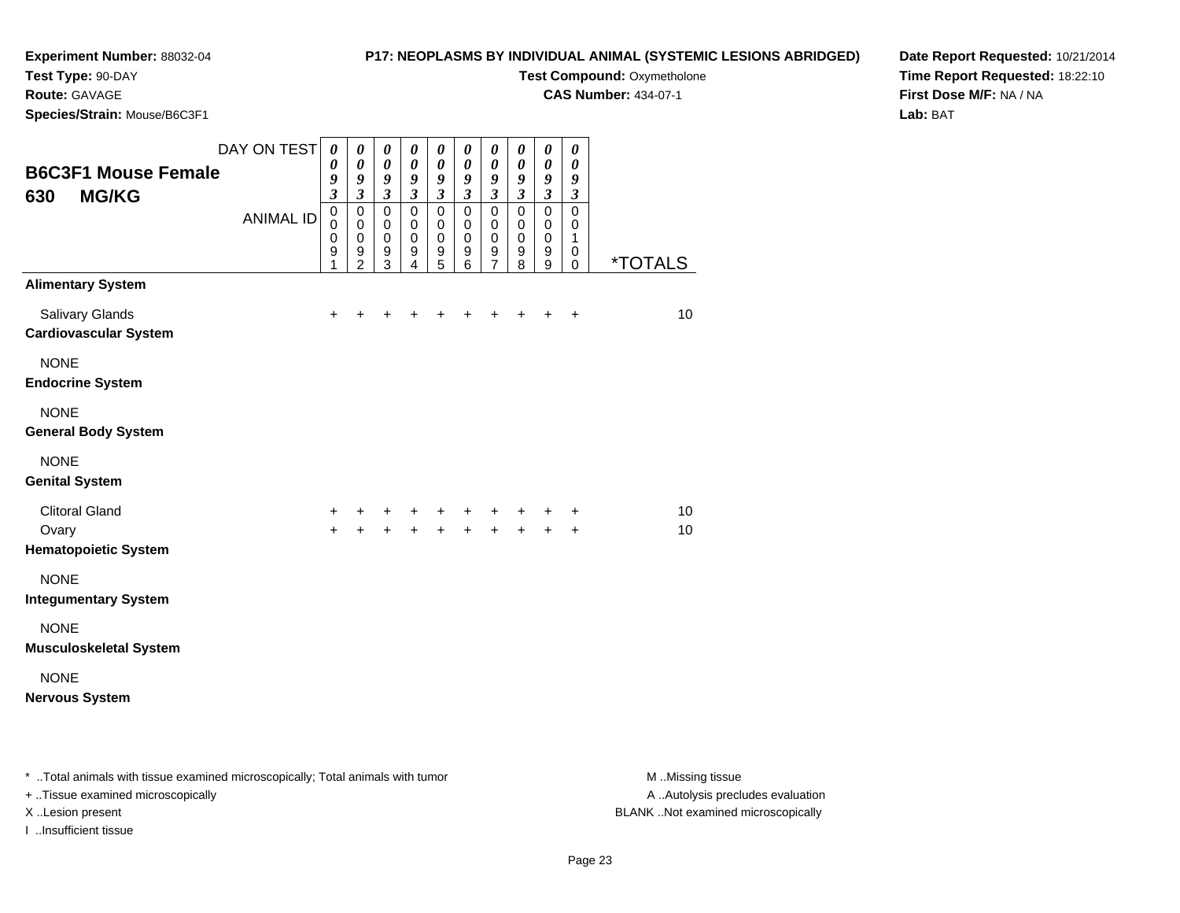**Experiment Number:** 88032-04
**Test Type:** 90-DAY
**Route:** GAVAGE
**Species/Strain:** Mouse/B6C3F1

**P17: NEOPLASMS BY INDIVIDUAL ANIMAL (SYSTEMIC LESIONS ABRIDGED)**
**Test Compound:** Oxymetholone
**CAS Number:** 434-07-1

**Date Report Requested:** 10/21/2014
**Time Report Requested:** 18:22:10
**First Dose M/F:** NA / NA
**Lab:** BAT

## B6C3F1 Mouse Female 630 MG/KG

| DAY ON TEST | 0093 | 0093 | 0093 | 0093 | 0093 | 0093 | 0093 | 0093 | 0093 | 0093 | |
|---|---|---|---|---|---|---|---|---|---|---|---|
| ANIMAL ID | 00091 | 00092 | 00093 | 00094 | 00095 | 00096 | 00097 | 00098 | 00099 | 00100 | *TOTALS |
| **Alimentary System** | | | | | | | | | | | |
| Salivary Glands | + | + | + | + | + | + | + | + | + | + | 10 |
| **Cardiovascular System** | | | | | | | | | | | |
| NONE | | | | | | | | | | | |
| **Endocrine System** | | | | | | | | | | | |
| NONE | | | | | | | | | | | |
| **General Body System** | | | | | | | | | | | |
| NONE | | | | | | | | | | | |
| **Genital System** | | | | | | | | | | | |
| Clitoral Gland | + | + | + | + | + | + | + | + | + | + | 10 |
| Ovary | + | + | + | + | + | + | + | + | + | + | 10 |
| **Hematopoietic System** | | | | | | | | | | | |
| NONE | | | | | | | | | | | |
| **Integumentary System** | | | | | | | | | | | |
| NONE | | | | | | | | | | | |
| **Musculoskeletal System** | | | | | | | | | | | |
| NONE | | | | | | | | | | | |
| **Nervous System** | | | | | | | | | | | |

\* ..Total animals with tissue examined microscopically; Total animals with tumor
+ ..Tissue examined microscopically
X ..Lesion present
I ..Insufficient tissue

M ..Missing tissue
A ..Autolysis precludes evaluation
BLANK ..Not examined microscopically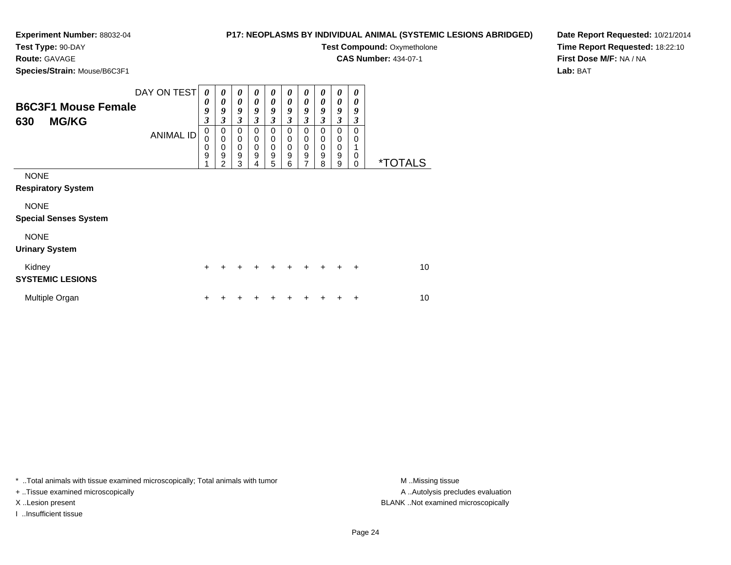**Experiment Number:** 88032-04
**Test Type:** 90-DAY
**Route:** GAVAGE
**Species/Strain:** Mouse/B6C3F1

**P17: NEOPLASMS BY INDIVIDUAL ANIMAL (SYSTEMIC LESIONS ABRIDGED)**
**Test Compound:** Oxymetholone
**CAS Number:** 434-07-1

**Date Report Requested:** 10/21/2014
**Time Report Requested:** 18:22:10
**First Dose M/F:** NA / NA
**Lab:** BAT

## B6C3F1 Mouse Female 630 MG/KG

| DAY ON TEST | 0093 | 0093 | 0093 | 0093 | 0093 | 0093 | 0093 | 0093 | 0093 | 0093 | |
|---|---|---|---|---|---|---|---|---|---|---|---|
| ANIMAL ID | 00091 | 00092 | 00093 | 00094 | 00095 | 00096 | 00097 | 00098 | 00099 | 00100 | *TOTALS |
| NONE | | | | | | | | | | | |
| **Respiratory System** | | | | | | | | | | | |
| NONE | | | | | | | | | | | |
| **Special Senses System** | | | | | | | | | | | |
| NONE | | | | | | | | | | | |
| **Urinary System** | | | | | | | | | | | |
| Kidney | + | + | + | + | + | + | + | + | + | + | 10 |
| **SYSTEMIC LESIONS** | | | | | | | | | | | |
| Multiple Organ | + | + | + | + | + | + | + | + | + | + | 10 |

* ..Total animals with tissue examined microscopically; Total animals with tumor
+ ..Tissue examined microscopically
X ..Lesion present
I ..Insufficient tissue

M ..Missing tissue
A ..Autolysis precludes evaluation
BLANK ..Not examined microscopically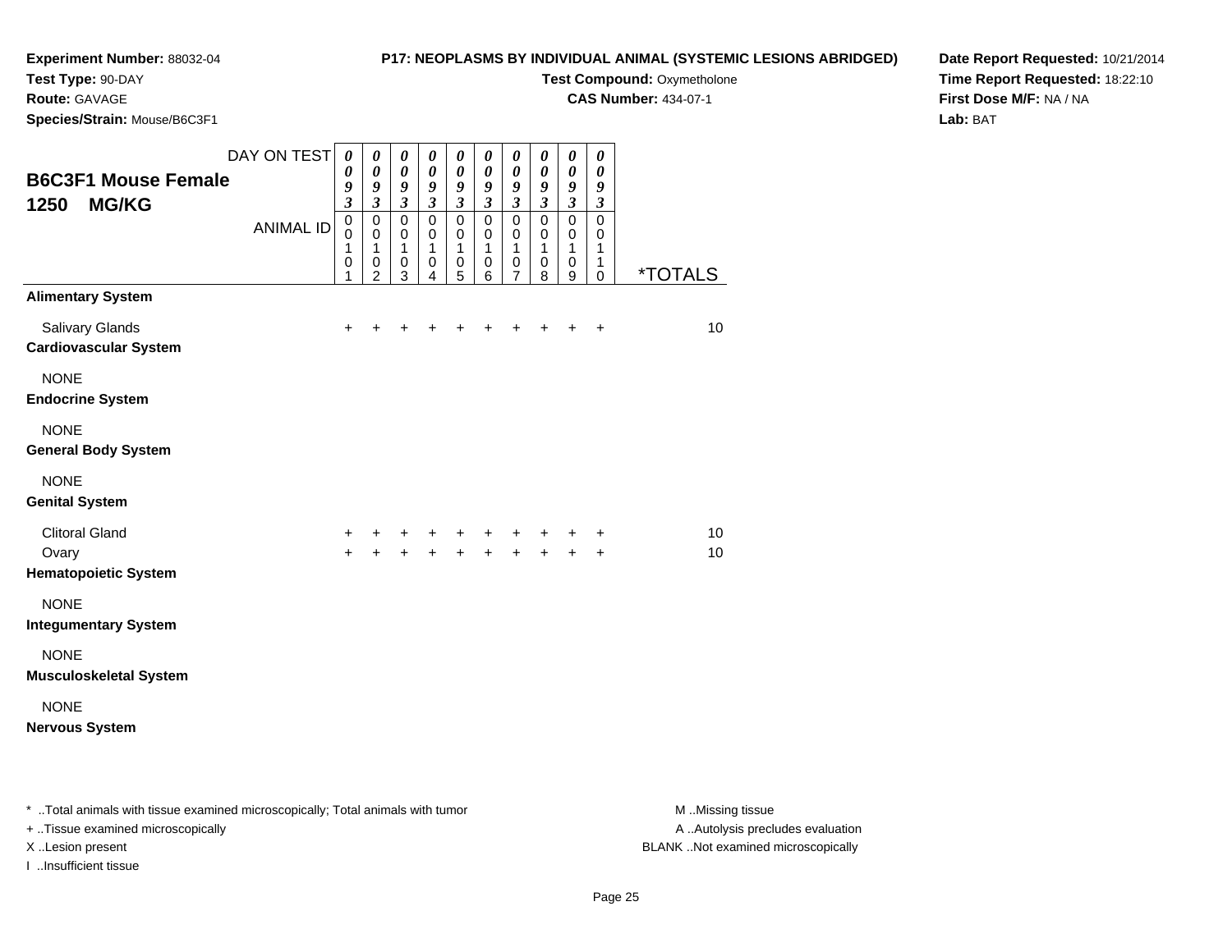**Experiment Number:** 88032-04
**Test Type:** 90-DAY
**Route:** GAVAGE
**Species/Strain:** Mouse/B6C3F1

**P17: NEOPLASMS BY INDIVIDUAL ANIMAL (SYSTEMIC LESIONS ABRIDGED)**
**Test Compound:** Oxymetholone
**CAS Number:** 434-07-1

**Date Report Requested:** 10/21/2014
**Time Report Requested:** 18:22:10
**First Dose M/F:** NA / NA
**Lab:** BAT

## B6C3F1 Mouse Female
## 1250 MG/KG

| DAY ON TEST | 0093 | 0093 | 0093 | 0093 | 0093 | 0093 | 0093 | 0093 | 0093 | 0093 | |
|---|---|---|---|---|---|---|---|---|---|---|---|
| **ANIMAL ID** | 00101 | 00102 | 00103 | 00104 | 00105 | 00106 | 00107 | 00108 | 00109 | 00110 | ***TOTALS** |
| **Alimentary System** | | | | | | | | | | | |
| Salivary Glands | + | + | + | + | + | + | + | + | + | + | 10 |
| **Cardiovascular System** | | | | | | | | | | | |
| NONE | | | | | | | | | | | |
| **Endocrine System** | | | | | | | | | | | |
| NONE | | | | | | | | | | | |
| **General Body System** | | | | | | | | | | | |
| NONE | | | | | | | | | | | |
| **Genital System** | | | | | | | | | | | |
| Clitoral Gland | + | + | + | + | + | + | + | + | + | + | 10 |
| Ovary | + | + | + | + | + | + | + | + | + | + | 10 |
| **Hematopoietic System** | | | | | | | | | | | |
| NONE | | | | | | | | | | | |
| **Integumentary System** | | | | | | | | | | | |
| NONE | | | | | | | | | | | |
| **Musculoskeletal System** | | | | | | | | | | | |
| NONE | | | | | | | | | | | |
| **Nervous System** | | | | | | | | | | | |

* ..Total animals with tissue examined microscopically; Total animals with tumor
+ ..Tissue examined microscopically
X ..Lesion present
I ..Insufficient tissue

M ..Missing tissue
A ..Autolysis precludes evaluation
BLANK ..Not examined microscopically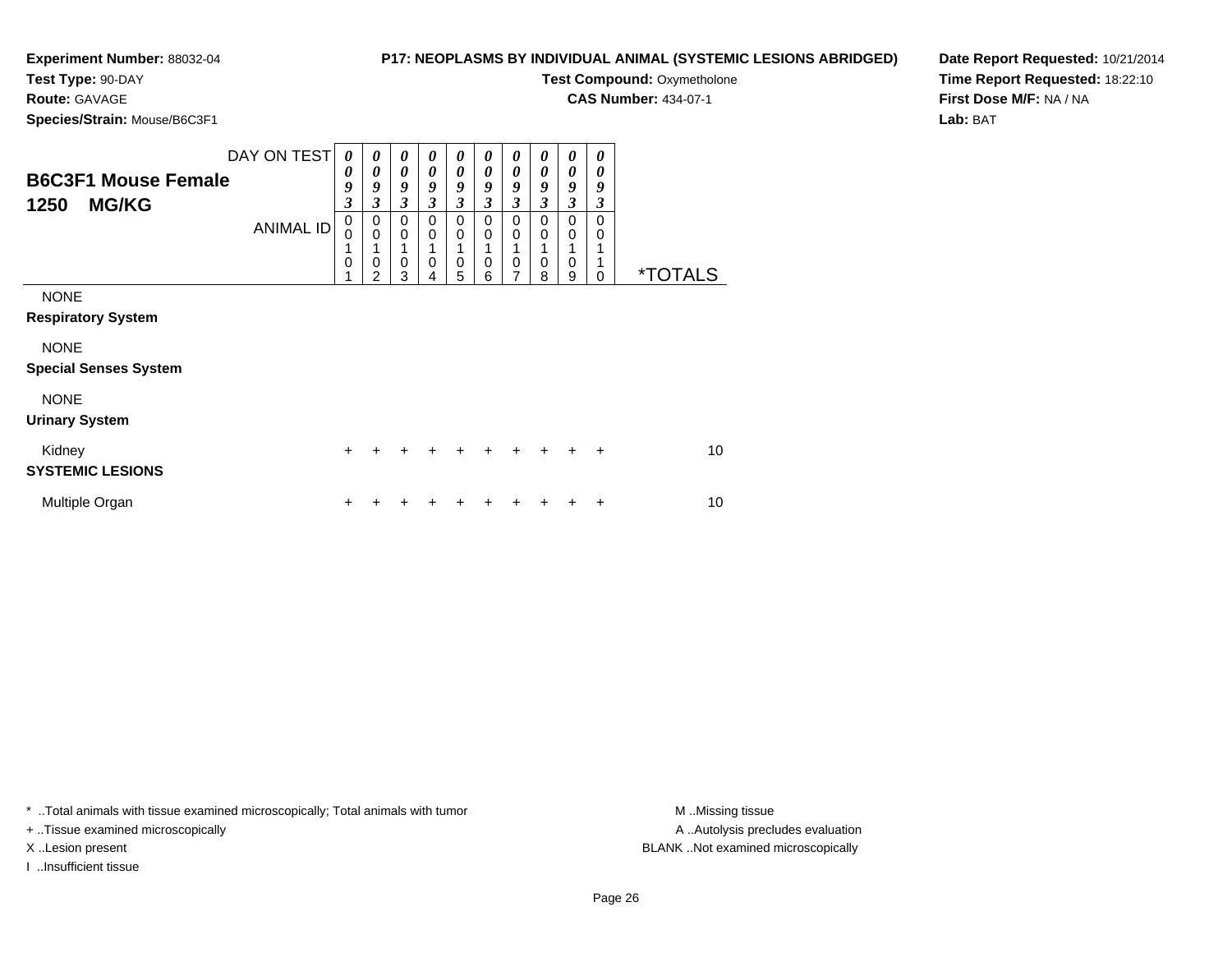**Experiment Number:** 88032-04
**Test Type:** 90-DAY
**Route:** GAVAGE
**Species/Strain:** Mouse/B6C3F1

**P17: NEOPLASMS BY INDIVIDUAL ANIMAL (SYSTEMIC LESIONS ABRIDGED)**
**Test Compound:** Oxymetholone
**CAS Number:** 434-07-1

**Date Report Requested:** 10/21/2014
**Time Report Requested:** 18:22:10
**First Dose M/F:** NA / NA
**Lab:** BAT

## B6C3F1 Mouse Female 1250 MG/KG

| DAY ON TEST | 0093 | 0093 | 0093 | 0093 | 0093 | 0093 | 0093 | 0093 | 0093 | 0093 | |
|---|---|---|---|---|---|---|---|---|---|---|---|
| ANIMAL ID | 00101 | 00102 | 00103 | 00104 | 00105 | 00106 | 00107 | 00108 | 00109 | 00110 | *TOTALS |
| NONE | | | | | | | | | | | |
| **Respiratory System** | | | | | | | | | | | |
| NONE | | | | | | | | | | | |
| **Special Senses System** | | | | | | | | | | | |
| NONE | | | | | | | | | | | |
| **Urinary System** | | | | | | | | | | | |
| Kidney | + | + | + | + | + | + | + | + | + | + | 10 |
| **SYSTEMIC LESIONS** | | | | | | | | | | | |
| Multiple Organ | + | + | + | + | + | + | + | + | + | + | 10 |

* ..Total animals with tissue examined microscopically; Total animals with tumor
+ ..Tissue examined microscopically
X ..Lesion present
I ..Insufficient tissue

M ..Missing tissue
A ..Autolysis precludes evaluation
BLANK ..Not examined microscopically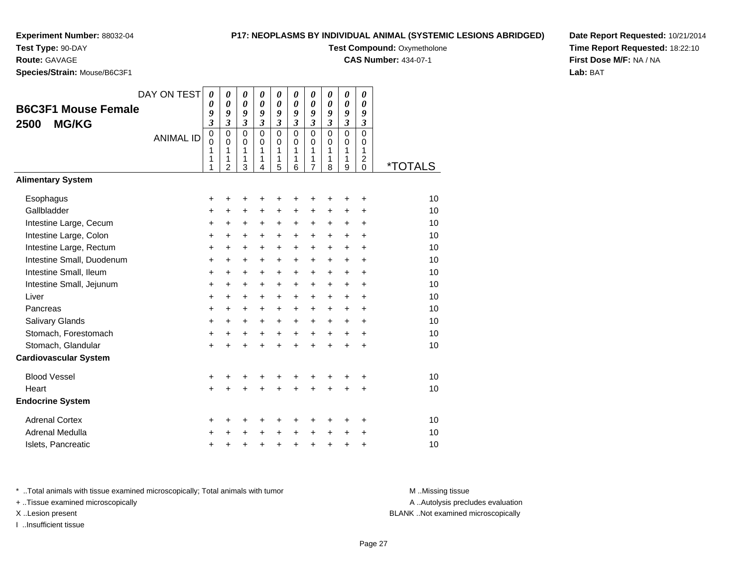**Experiment Number:** 88032-04
**Test Type:** 90-DAY
**Route:** GAVAGE
**Species/Strain:** Mouse/B6C3F1

**P17: NEOPLASMS BY INDIVIDUAL ANIMAL (SYSTEMIC LESIONS ABRIDGED)**
**Test Compound:** Oxymetholone
**CAS Number:** 434-07-1

**Date Report Requested:** 10/21/2014
**Time Report Requested:** 18:22:10
**First Dose M/F:** NA / NA
**Lab:** BAT

## B6C3F1 Mouse Female 2500 MG/KG

| DAY ON TEST | 0093 | 0093 | 0093 | 0093 | 0093 | 0093 | 0093 | 0093 | 0093 | 0093 | |
|---|---|---|---|---|---|---|---|---|---|---|---|
| ANIMAL ID | 00111 | 00112 | 00113 | 00114 | 00115 | 00116 | 00117 | 00118 | 00119 | 00120 | *TOTALS |
| **Alimentary System** | | | | | | | | | | | |
| Esophagus | + | + | + | + | + | + | + | + | + | + | 10 |
| Gallbladder | + | + | + | + | + | + | + | + | + | + | 10 |
| Intestine Large, Cecum | + | + | + | + | + | + | + | + | + | + | 10 |
| Intestine Large, Colon | + | + | + | + | + | + | + | + | + | + | 10 |
| Intestine Large, Rectum | + | + | + | + | + | + | + | + | + | + | 10 |
| Intestine Small, Duodenum | + | + | + | + | + | + | + | + | + | + | 10 |
| Intestine Small, Ileum | + | + | + | + | + | + | + | + | + | + | 10 |
| Intestine Small, Jejunum | + | + | + | + | + | + | + | + | + | + | 10 |
| Liver | + | + | + | + | + | + | + | + | + | + | 10 |
| Pancreas | + | + | + | + | + | + | + | + | + | + | 10 |
| Salivary Glands | + | + | + | + | + | + | + | + | + | + | 10 |
| Stomach, Forestomach | + | + | + | + | + | + | + | + | + | + | 10 |
| Stomach, Glandular | + | + | + | + | + | + | + | + | + | + | 10 |
| **Cardiovascular System** | | | | | | | | | | | |
| Blood Vessel | + | + | + | + | + | + | + | + | + | + | 10 |
| Heart | + | + | + | + | + | + | + | + | + | + | 10 |
| **Endocrine System** | | | | | | | | | | | |
| Adrenal Cortex | + | + | + | + | + | + | + | + | + | + | 10 |
| Adrenal Medulla | + | + | + | + | + | + | + | + | + | + | 10 |
| Islets, Pancreatic | + | + | + | + | + | + | + | + | + | + | 10 |

* ..Total animals with tissue examined microscopically; Total animals with tumor
+ ..Tissue examined microscopically
X ..Lesion present
I ..Insufficient tissue

M ..Missing tissue
A ..Autolysis precludes evaluation
BLANK ..Not examined microscopically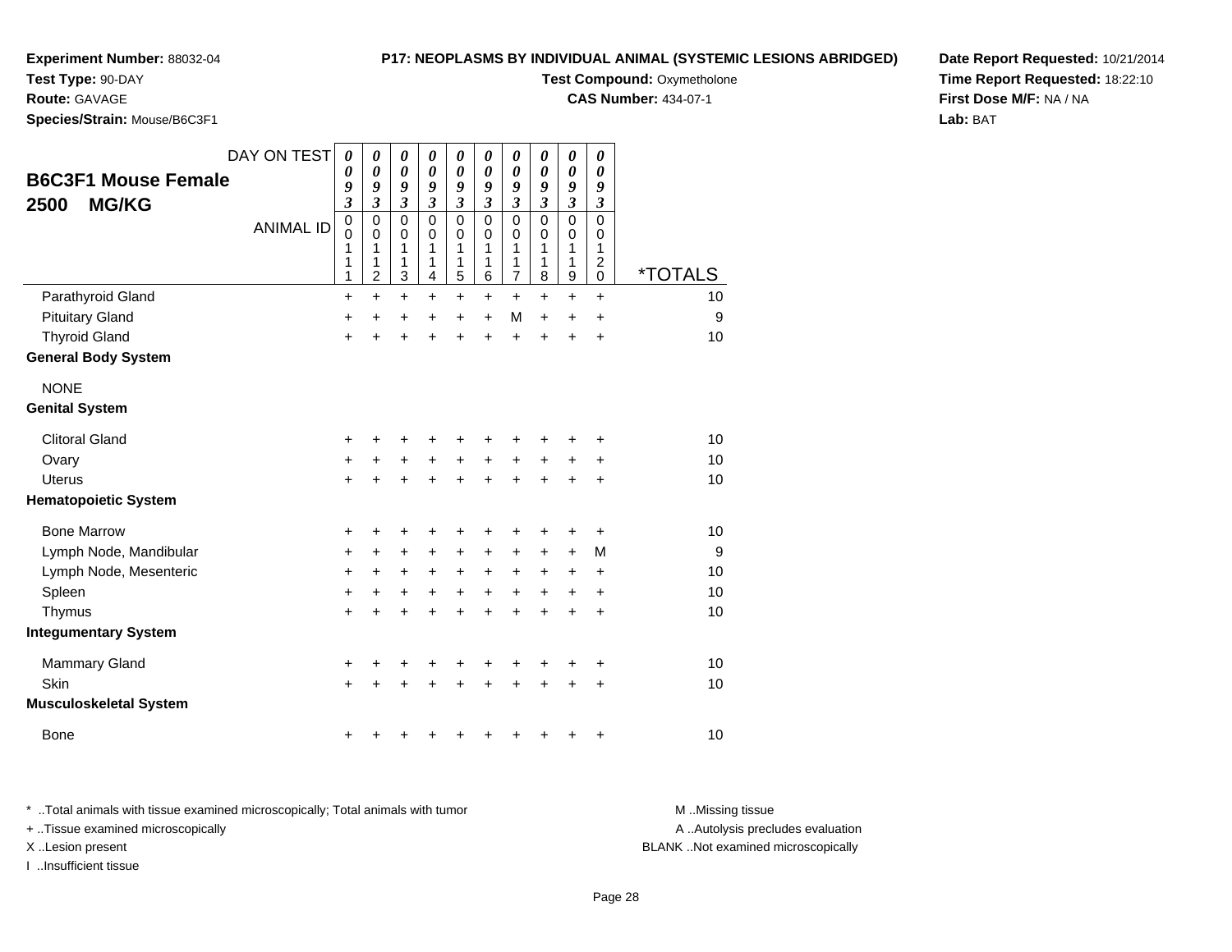**Experiment Number:** 88032-04
**Test Type:** 90-DAY
**Route:** GAVAGE
**Species/Strain:** Mouse/B6C3F1

**P17: NEOPLASMS BY INDIVIDUAL ANIMAL (SYSTEMIC LESIONS ABRIDGED)**
**Test Compound:** Oxymetholone
**CAS Number:** 434-07-1

**Date Report Requested:** 10/21/2014
**Time Report Requested:** 18:22:10
**First Dose M/F:** NA / NA
**Lab:** BAT

## B6C3F1 Mouse Female 2500 MG/KG

| DAY ON TEST | 0093 | 0093 | 0093 | 0093 | 0093 | 0093 | 0093 | 0093 | 0093 | 0093 | |
|---|---|---|---|---|---|---|---|---|---|---|---|
| ANIMAL ID | 00111 | 00112 | 00113 | 00114 | 00115 | 00116 | 00117 | 00118 | 00119 | 00120 | *TOTALS |
| Parathyroid Gland | + | + | + | + | + | + | + | + | + | + | 10 |
| Pituitary Gland | + | + | + | + | + | + | M | + | + | + | 9 |
| Thyroid Gland | + | + | + | + | + | + | + | + | + | + | 10 |
| **General Body System** | | | | | | | | | | | |
| NONE | | | | | | | | | | | |
| **Genital System** | | | | | | | | | | | |
| Clitoral Gland | + | + | + | + | + | + | + | + | + | + | 10 |
| Ovary | + | + | + | + | + | + | + | + | + | + | 10 |
| Uterus | + | + | + | + | + | + | + | + | + | + | 10 |
| **Hematopoietic System** | | | | | | | | | | | |
| Bone Marrow | + | + | + | + | + | + | + | + | + | + | 10 |
| Lymph Node, Mandibular | + | + | + | + | + | + | + | + | + | M | 9 |
| Lymph Node, Mesenteric | + | + | + | + | + | + | + | + | + | + | 10 |
| Spleen | + | + | + | + | + | + | + | + | + | + | 10 |
| Thymus | + | + | + | + | + | + | + | + | + | + | 10 |
| **Integumentary System** | | | | | | | | | | | |
| Mammary Gland | + | + | + | + | + | + | + | + | + | + | 10 |
| Skin | + | + | + | + | + | + | + | + | + | + | 10 |
| **Musculoskeletal System** | | | | | | | | | | | |
| Bone | + | + | + | + | + | + | + | + | + | + | 10 |

* ..Total animals with tissue examined microscopically; Total animals with tumor
+ ..Tissue examined microscopically
X ..Lesion present
I ..Insufficient tissue

M ..Missing tissue
A ..Autolysis precludes evaluation
BLANK ..Not examined microscopically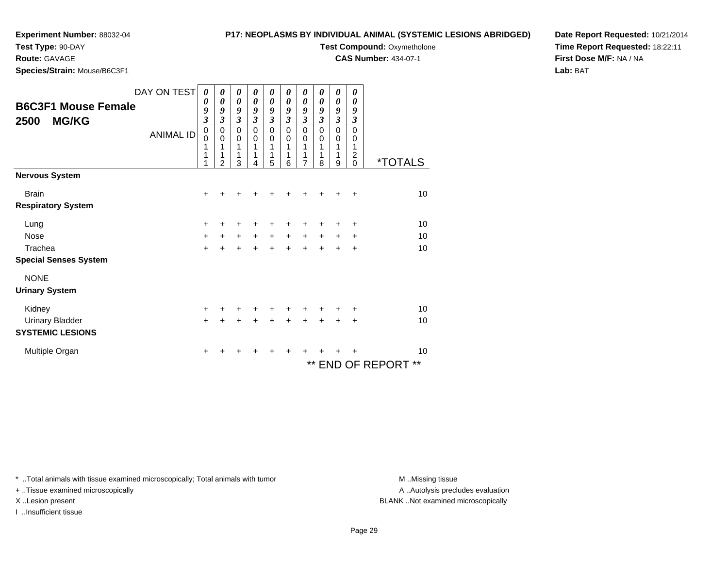**Experiment Number:** 88032-04
**Test Type:** 90-DAY
**Route:** GAVAGE
**Species/Strain:** Mouse/B6C3F1

**P17: NEOPLASMS BY INDIVIDUAL ANIMAL (SYSTEMIC LESIONS ABRIDGED)**
**Test Compound:** Oxymetholone
**CAS Number:** 434-07-1

**Date Report Requested:** 10/21/2014
**Time Report Requested:** 18:22:11
**First Dose M/F:** NA / NA
**Lab:** BAT

## B6C3F1 Mouse Female
## 2500 MG/KG

| DAY ON TEST | 0093 | 0093 | 0093 | 0093 | 0093 | 0093 | 0093 | 0093 | 0093 | 0093 | |
|---|---|---|---|---|---|---|---|---|---|---|---|
| ANIMAL ID | 00111 | 00112 | 00113 | 00114 | 00115 | 00116 | 00117 | 00118 | 00119 | 00120 | *TOTALS |
| **Nervous System** | | | | | | | | | | | |
| Brain | + | + | + | + | + | + | + | + | + | + | 10 |
| **Respiratory System** | | | | | | | | | | | |
| Lung | + | + | + | + | + | + | + | + | + | + | 10 |
| Nose | + | + | + | + | + | + | + | + | + | + | 10 |
| Trachea | + | + | + | + | + | + | + | + | + | + | 10 |
| **Special Senses System** | | | | | | | | | | | |
| NONE | | | | | | | | | | | |
| **Urinary System** | | | | | | | | | | | |
| Kidney | + | + | + | + | + | + | + | + | + | + | 10 |
| Urinary Bladder | + | + | + | + | + | + | + | + | + | + | 10 |
| **SYSTEMIC LESIONS** | | | | | | | | | | | |
| Multiple Organ | + | + | + | + | + | + | + | + | + | + | 10 |

** END OF REPORT **

* ..Total animals with tissue examined microscopically; Total animals with tumor
+ ..Tissue examined microscopically
X ..Lesion present
I ..Insufficient tissue

M ..Missing tissue
A ..Autolysis precludes evaluation
BLANK ..Not examined microscopically